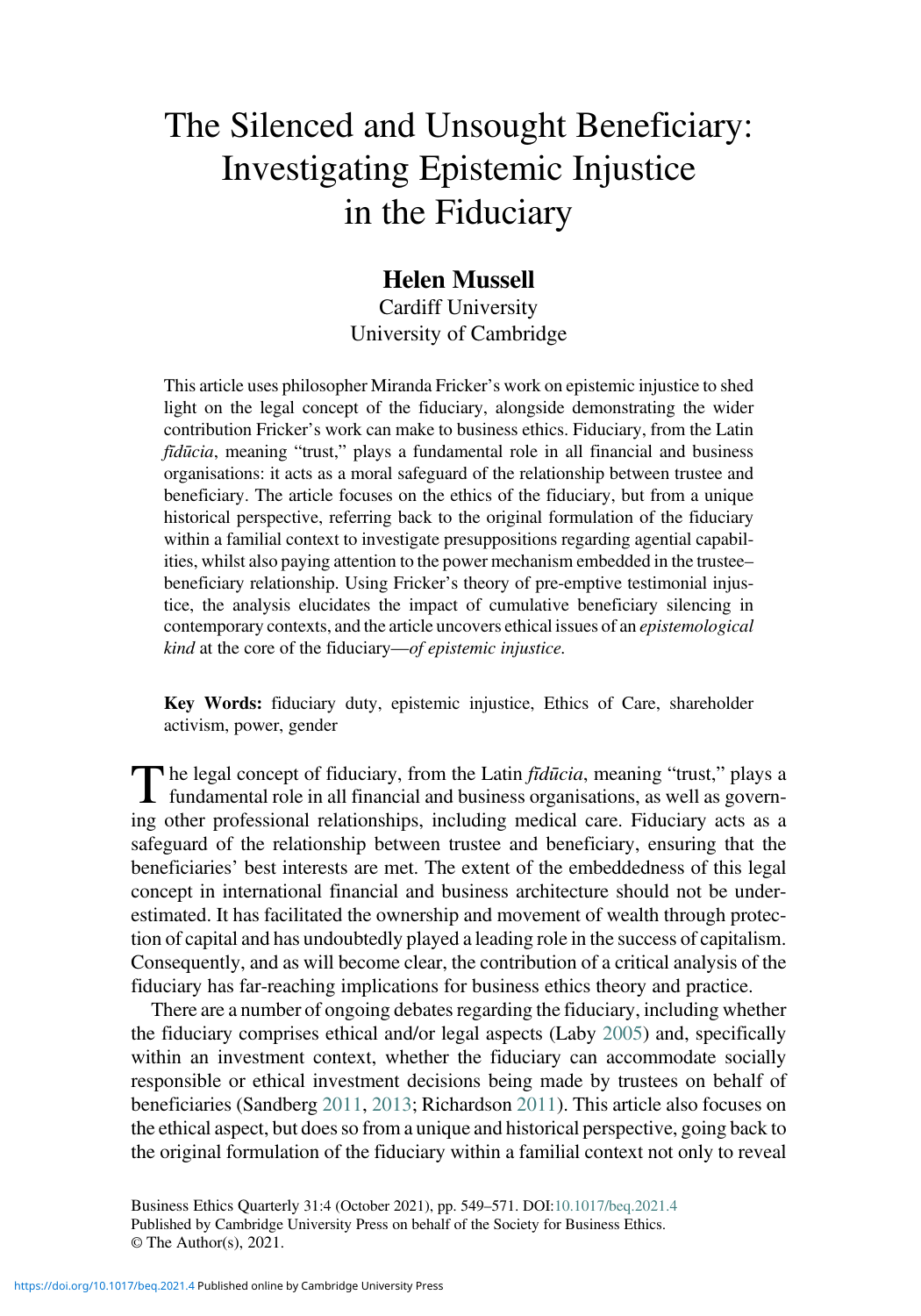# The Silenced and Unsought Beneficiary: Investigating Epistemic Injustice in the Fiduciary

**Helen Mussell**
Cardiff University
University of Cambridge

This article uses philosopher Miranda Fricker's work on epistemic injustice to shed light on the legal concept of the fiduciary, alongside demonstrating the wider contribution Fricker's work can make to business ethics. Fiduciary, from the Latin *fīdūcia*, meaning "trust," plays a fundamental role in all financial and business organisations: it acts as a moral safeguard of the relationship between trustee and beneficiary. The article focuses on the ethics of the fiduciary, but from a unique historical perspective, referring back to the original formulation of the fiduciary within a familial context to investigate presuppositions regarding agential capabilities, whilst also paying attention to the power mechanism embedded in the trustee–beneficiary relationship. Using Fricker's theory of pre-emptive testimonial injustice, the analysis elucidates the impact of cumulative beneficiary silencing in contemporary contexts, and the article uncovers ethical issues of an *epistemological kind* at the core of the fiduciary—*of epistemic injustice.*

**Key Words:** fiduciary duty, epistemic injustice, Ethics of Care, shareholder activism, power, gender

The legal concept of fiduciary, from the Latin *fīdūcia*, meaning "trust," plays a fundamental role in all financial and business organisations, as well as governing other professional relationships, including medical care. Fiduciary acts as a safeguard of the relationship between trustee and beneficiary, ensuring that the beneficiaries' best interests are met. The extent of the embeddedness of this legal concept in international financial and business architecture should not be underestimated. It has facilitated the ownership and movement of wealth through protection of capital and has undoubtedly played a leading role in the success of capitalism. Consequently, and as will become clear, the contribution of a critical analysis of the fiduciary has far-reaching implications for business ethics theory and practice.

There are a number of ongoing debates regarding the fiduciary, including whether the fiduciary comprises ethical and/or legal aspects (Laby 2005) and, specifically within an investment context, whether the fiduciary can accommodate socially responsible or ethical investment decisions being made by trustees on behalf of beneficiaries (Sandberg 2011, 2013; Richardson 2011). This article also focuses on the ethical aspect, but does so from a unique and historical perspective, going back to the original formulation of the fiduciary within a familial context not only to reveal

Business Ethics Quarterly 31:4 (October 2021), pp. 549–571. DOI:10.1017/beq.2021.4
Published by Cambridge University Press on behalf of the Society for Business Ethics.
© The Author(s), 2021.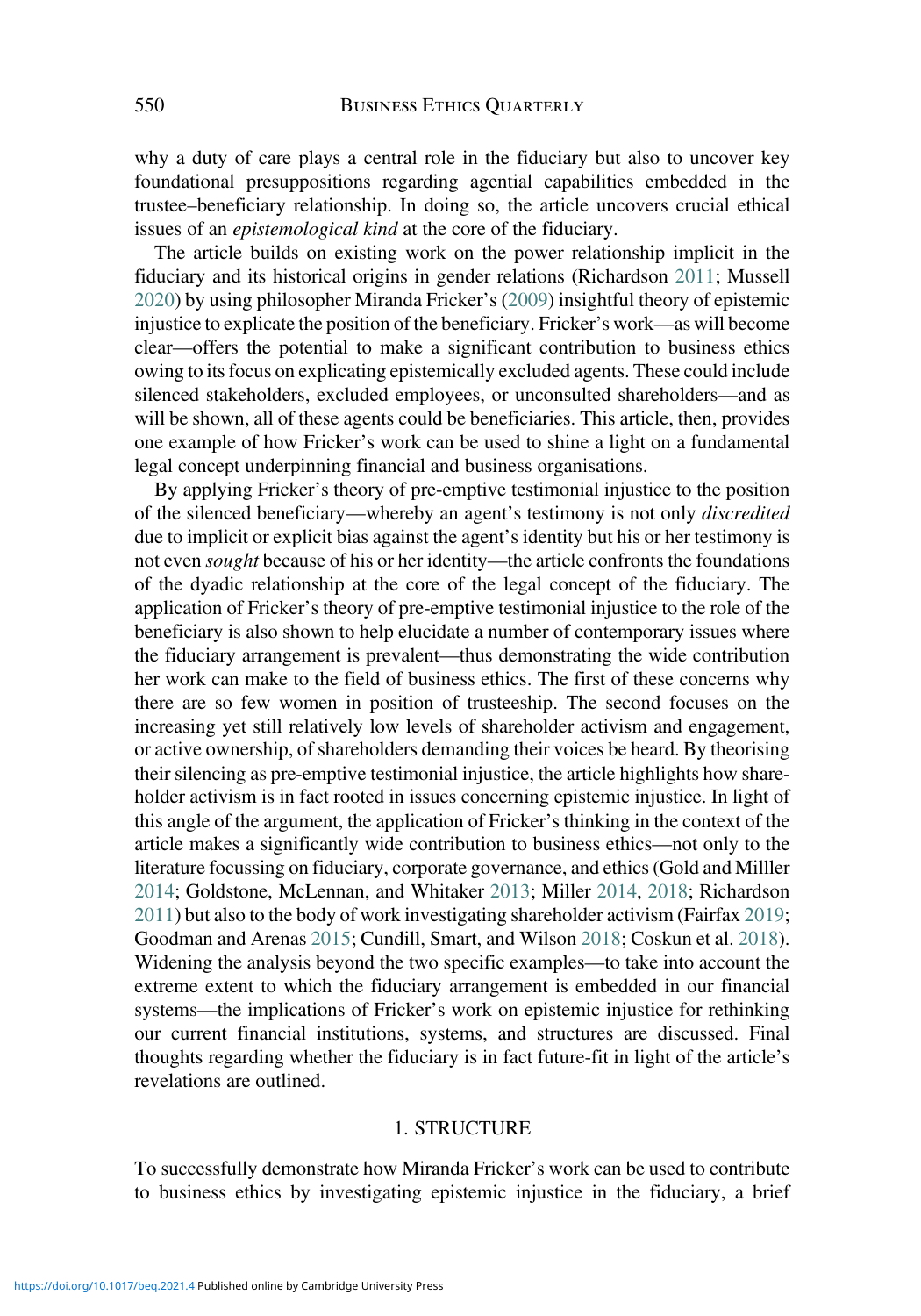why a duty of care plays a central role in the fiduciary but also to uncover key foundational presuppositions regarding agential capabilities embedded in the trustee–beneficiary relationship. In doing so, the article uncovers crucial ethical issues of an *epistemological kind* at the core of the fiduciary.

The article builds on existing work on the power relationship implicit in the fiduciary and its historical origins in gender relations (Richardson 2011; Mussell 2020) by using philosopher Miranda Fricker's (2009) insightful theory of epistemic injustice to explicate the position of the beneficiary. Fricker's work—as will become clear—offers the potential to make a significant contribution to business ethics owing to its focus on explicating epistemically excluded agents. These could include silenced stakeholders, excluded employees, or unconsulted shareholders—and as will be shown, all of these agents could be beneficiaries. This article, then, provides one example of how Fricker's work can be used to shine a light on a fundamental legal concept underpinning financial and business organisations.

By applying Fricker's theory of pre-emptive testimonial injustice to the position of the silenced beneficiary—whereby an agent's testimony is not only *discredited* due to implicit or explicit bias against the agent's identity but his or her testimony is not even *sought* because of his or her identity—the article confronts the foundations of the dyadic relationship at the core of the legal concept of the fiduciary. The application of Fricker's theory of pre-emptive testimonial injustice to the role of the beneficiary is also shown to help elucidate a number of contemporary issues where the fiduciary arrangement is prevalent—thus demonstrating the wide contribution her work can make to the field of business ethics. The first of these concerns why there are so few women in position of trusteeship. The second focuses on the increasing yet still relatively low levels of shareholder activism and engagement, or active ownership, of shareholders demanding their voices be heard. By theorising their silencing as pre-emptive testimonial injustice, the article highlights how shareholder activism is in fact rooted in issues concerning epistemic injustice. In light of this angle of the argument, the application of Fricker's thinking in the context of the article makes a significantly wide contribution to business ethics—not only to the literature focussing on fiduciary, corporate governance, and ethics (Gold and Milller 2014; Goldstone, McLennan, and Whitaker 2013; Miller 2014, 2018; Richardson 2011) but also to the body of work investigating shareholder activism (Fairfax 2019; Goodman and Arenas 2015; Cundill, Smart, and Wilson 2018; Coskun et al. 2018). Widening the analysis beyond the two specific examples—to take into account the extreme extent to which the fiduciary arrangement is embedded in our financial systems—the implications of Fricker's work on epistemic injustice for rethinking our current financial institutions, systems, and structures are discussed. Final thoughts regarding whether the fiduciary is in fact future-fit in light of the article's revelations are outlined.

## 1. STRUCTURE

To successfully demonstrate how Miranda Fricker's work can be used to contribute to business ethics by investigating epistemic injustice in the fiduciary, a brief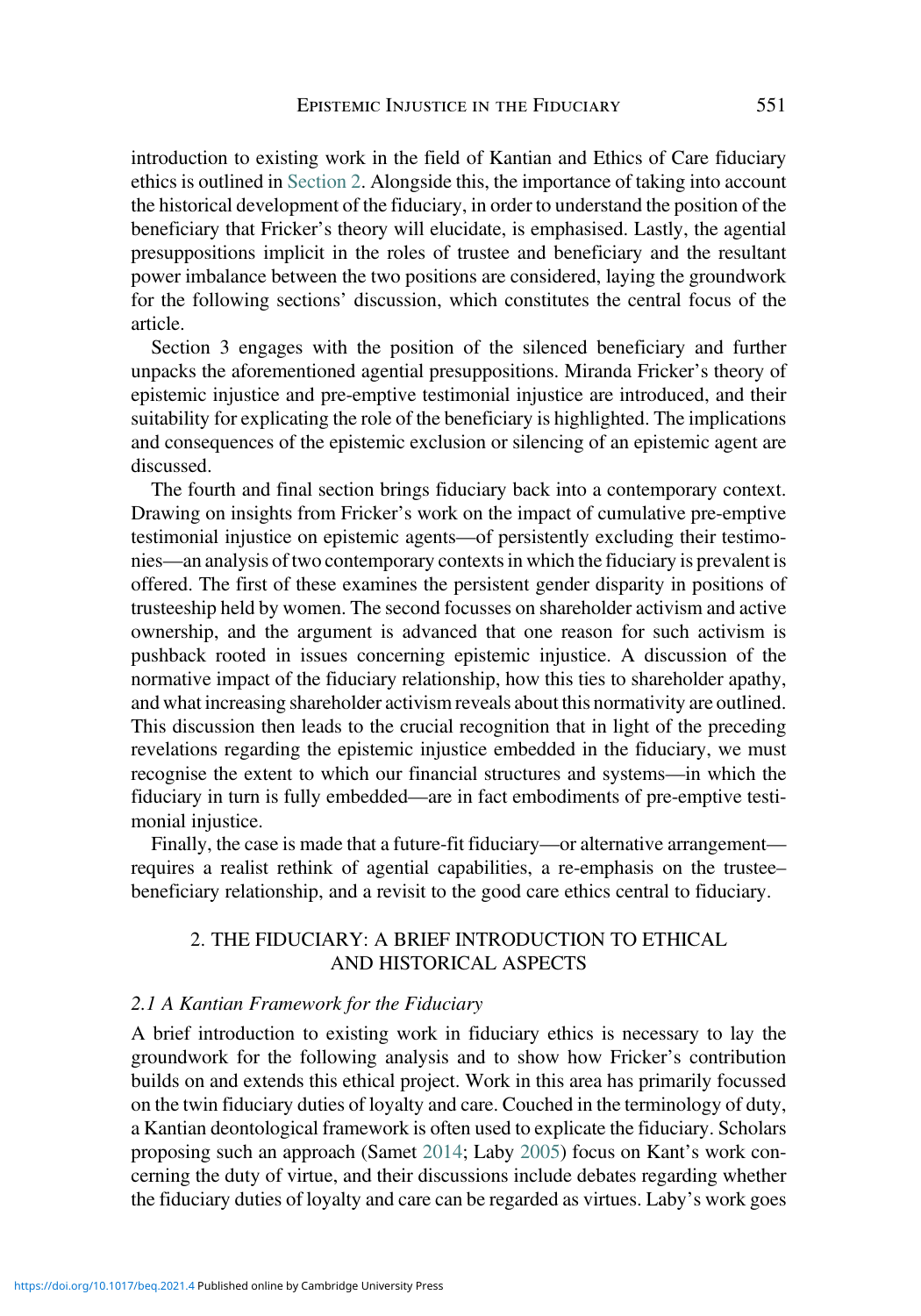introduction to existing work in the field of Kantian and Ethics of Care fiduciary ethics is outlined in Section 2. Alongside this, the importance of taking into account the historical development of the fiduciary, in order to understand the position of the beneficiary that Fricker's theory will elucidate, is emphasised. Lastly, the agential presuppositions implicit in the roles of trustee and beneficiary and the resultant power imbalance between the two positions are considered, laying the groundwork for the following sections' discussion, which constitutes the central focus of the article.

Section 3 engages with the position of the silenced beneficiary and further unpacks the aforementioned agential presuppositions. Miranda Fricker's theory of epistemic injustice and pre-emptive testimonial injustice are introduced, and their suitability for explicating the role of the beneficiary is highlighted. The implications and consequences of the epistemic exclusion or silencing of an epistemic agent are discussed.

The fourth and final section brings fiduciary back into a contemporary context. Drawing on insights from Fricker's work on the impact of cumulative pre-emptive testimonial injustice on epistemic agents—of persistently excluding their testimonies—an analysis of two contemporary contexts in which the fiduciary is prevalent is offered. The first of these examines the persistent gender disparity in positions of trusteeship held by women. The second focusses on shareholder activism and active ownership, and the argument is advanced that one reason for such activism is pushback rooted in issues concerning epistemic injustice. A discussion of the normative impact of the fiduciary relationship, how this ties to shareholder apathy, and what increasing shareholder activism reveals about this normativity are outlined. This discussion then leads to the crucial recognition that in light of the preceding revelations regarding the epistemic injustice embedded in the fiduciary, we must recognise the extent to which our financial structures and systems—in which the fiduciary in turn is fully embedded—are in fact embodiments of pre-emptive testimonial injustice.

Finally, the case is made that a future-fit fiduciary—or alternative arrangement—requires a realist rethink of agential capabilities, a re-emphasis on the trustee–beneficiary relationship, and a revisit to the good care ethics central to fiduciary.

## 2. THE FIDUCIARY: A BRIEF INTRODUCTION TO ETHICAL AND HISTORICAL ASPECTS

### 2.1 A Kantian Framework for the Fiduciary

A brief introduction to existing work in fiduciary ethics is necessary to lay the groundwork for the following analysis and to show how Fricker's contribution builds on and extends this ethical project. Work in this area has primarily focussed on the twin fiduciary duties of loyalty and care. Couched in the terminology of duty, a Kantian deontological framework is often used to explicate the fiduciary. Scholars proposing such an approach (Samet 2014; Laby 2005) focus on Kant's work concerning the duty of virtue, and their discussions include debates regarding whether the fiduciary duties of loyalty and care can be regarded as virtues. Laby's work goes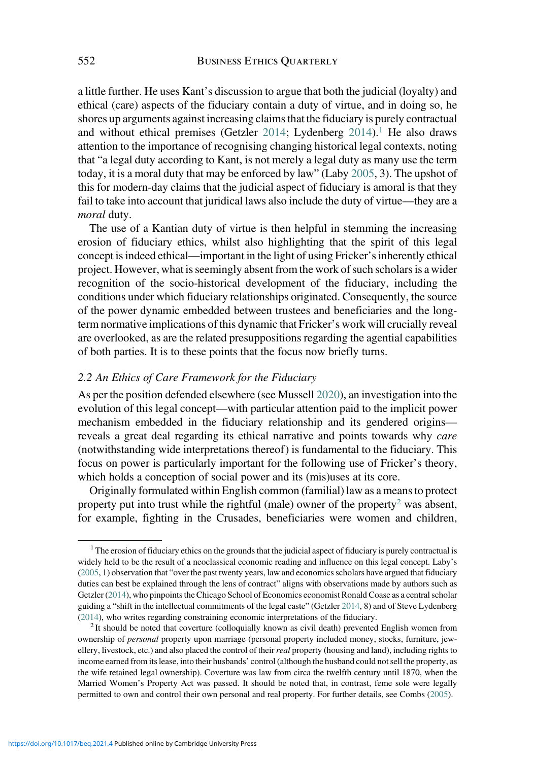a little further. He uses Kant's discussion to argue that both the judicial (loyalty) and ethical (care) aspects of the fiduciary contain a duty of virtue, and in doing so, he shores up arguments against increasing claims that the fiduciary is purely contractual and without ethical premises (Getzler 2014; Lydenberg 2014).[1] He also draws attention to the importance of recognising changing historical legal contexts, noting that "a legal duty according to Kant, is not merely a legal duty as many use the term today, it is a moral duty that may be enforced by law" (Laby 2005, 3). The upshot of this for modern-day claims that the judicial aspect of fiduciary is amoral is that they fail to take into account that juridical laws also include the duty of virtue—they are a *moral* duty.

The use of a Kantian duty of virtue is then helpful in stemming the increasing erosion of fiduciary ethics, whilst also highlighting that the spirit of this legal concept is indeed ethical—important in the light of using Fricker's inherently ethical project. However, what is seemingly absent from the work of such scholars is a wider recognition of the socio-historical development of the fiduciary, including the conditions under which fiduciary relationships originated. Consequently, the source of the power dynamic embedded between trustees and beneficiaries and the long-term normative implications of this dynamic that Fricker's work will crucially reveal are overlooked, as are the related presuppositions regarding the agential capabilities of both parties. It is to these points that the focus now briefly turns.

### *2.2 An Ethics of Care Framework for the Fiduciary*

As per the position defended elsewhere (see Mussell 2020), an investigation into the evolution of this legal concept—with particular attention paid to the implicit power mechanism embedded in the fiduciary relationship and its gendered origins—reveals a great deal regarding its ethical narrative and points towards why *care* (notwithstanding wide interpretations thereof) is fundamental to the fiduciary. This focus on power is particularly important for the following use of Fricker's theory, which holds a conception of social power and its (mis)uses at its core.

Originally formulated within English common (familial) law as a means to protect property put into trust while the rightful (male) owner of the property[2] was absent, for example, fighting in the Crusades, beneficiaries were women and children,

---

[1] The erosion of fiduciary ethics on the grounds that the judicial aspect of fiduciary is purely contractual is widely held to be the result of a neoclassical economic reading and influence on this legal concept. Laby's (2005, 1) observation that "over the past twenty years, law and economics scholars have argued that fiduciary duties can best be explained through the lens of contract" aligns with observations made by authors such as Getzler (2014), who pinpoints the Chicago School of Economics economist Ronald Coase as a central scholar guiding a "shift in the intellectual commitments of the legal caste" (Getzler 2014, 8) and of Steve Lydenberg (2014), who writes regarding constraining economic interpretations of the fiduciary.

[2] It should be noted that coverture (colloquially known as civil death) prevented English women from ownership of *personal* property upon marriage (personal property included money, stocks, furniture, jewellery, livestock, etc.) and also placed the control of their *real* property (housing and land), including rights to income earned from its lease, into their husbands' control (although the husband could not sell the property, as the wife retained legal ownership). Coverture was law from circa the twelfth century until 1870, when the Married Women's Property Act was passed. It should be noted that, in contrast, feme sole were legally permitted to own and control their own personal and real property. For further details, see Combs (2005).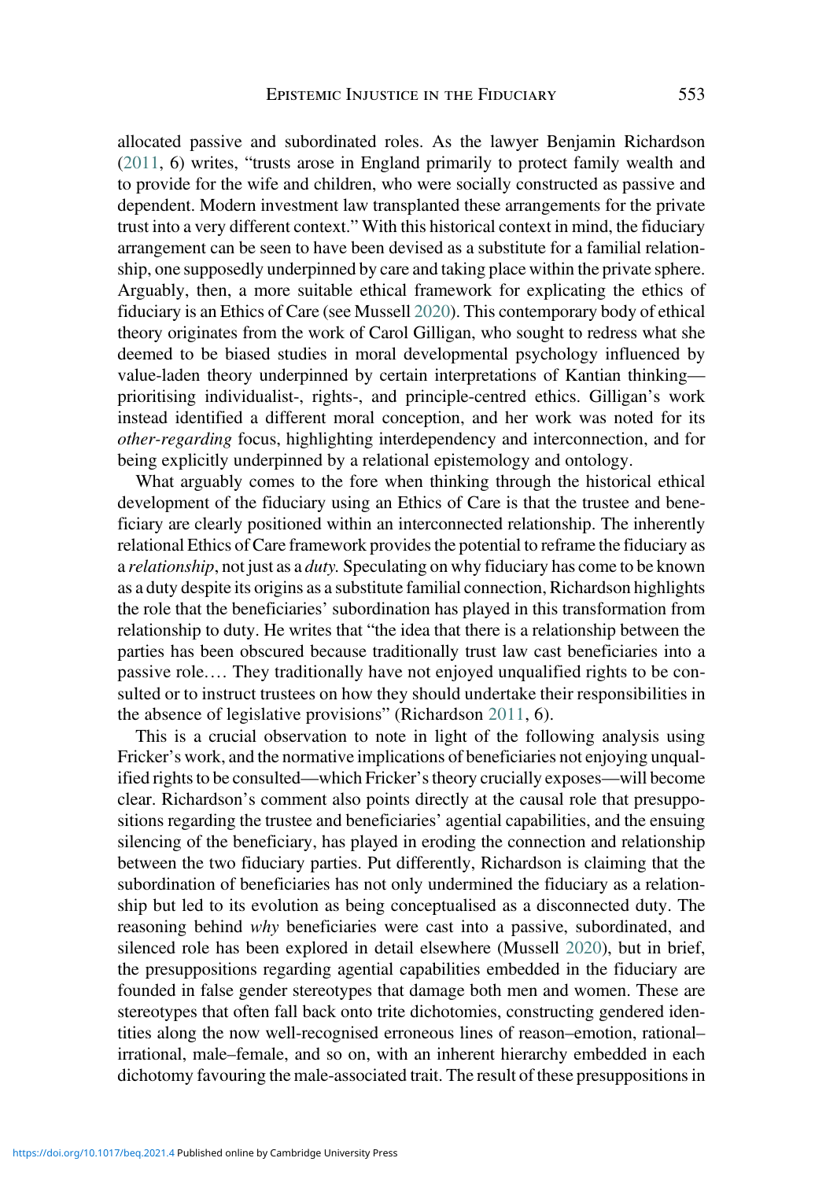allocated passive and subordinated roles. As the lawyer Benjamin Richardson (2011, 6) writes, "trusts arose in England primarily to protect family wealth and to provide for the wife and children, who were socially constructed as passive and dependent. Modern investment law transplanted these arrangements for the private trust into a very different context." With this historical context in mind, the fiduciary arrangement can be seen to have been devised as a substitute for a familial relationship, one supposedly underpinned by care and taking place within the private sphere. Arguably, then, a more suitable ethical framework for explicating the ethics of fiduciary is an Ethics of Care (see Mussell 2020). This contemporary body of ethical theory originates from the work of Carol Gilligan, who sought to redress what she deemed to be biased studies in moral developmental psychology influenced by value-laden theory underpinned by certain interpretations of Kantian thinking—prioritising individualist-, rights-, and principle-centred ethics. Gilligan's work instead identified a different moral conception, and her work was noted for its *other-regarding* focus, highlighting interdependency and interconnection, and for being explicitly underpinned by a relational epistemology and ontology.

What arguably comes to the fore when thinking through the historical ethical development of the fiduciary using an Ethics of Care is that the trustee and beneficiary are clearly positioned within an interconnected relationship. The inherently relational Ethics of Care framework provides the potential to reframe the fiduciary as a *relationship*, not just as a *duty.* Speculating on why fiduciary has come to be known as a duty despite its origins as a substitute familial connection, Richardson highlights the role that the beneficiaries' subordination has played in this transformation from relationship to duty. He writes that "the idea that there is a relationship between the parties has been obscured because traditionally trust law cast beneficiaries into a passive role.… They traditionally have not enjoyed unqualified rights to be consulted or to instruct trustees on how they should undertake their responsibilities in the absence of legislative provisions" (Richardson 2011, 6).

This is a crucial observation to note in light of the following analysis using Fricker's work, and the normative implications of beneficiaries not enjoying unqualified rights to be consulted—which Fricker's theory crucially exposes—will become clear. Richardson's comment also points directly at the causal role that presuppositions regarding the trustee and beneficiaries' agential capabilities, and the ensuing silencing of the beneficiary, has played in eroding the connection and relationship between the two fiduciary parties. Put differently, Richardson is claiming that the subordination of beneficiaries has not only undermined the fiduciary as a relationship but led to its evolution as being conceptualised as a disconnected duty. The reasoning behind *why* beneficiaries were cast into a passive, subordinated, and silenced role has been explored in detail elsewhere (Mussell 2020), but in brief, the presuppositions regarding agential capabilities embedded in the fiduciary are founded in false gender stereotypes that damage both men and women. These are stereotypes that often fall back onto trite dichotomies, constructing gendered identities along the now well-recognised erroneous lines of reason–emotion, rational–irrational, male–female, and so on, with an inherent hierarchy embedded in each dichotomy favouring the male-associated trait. The result of these presuppositions in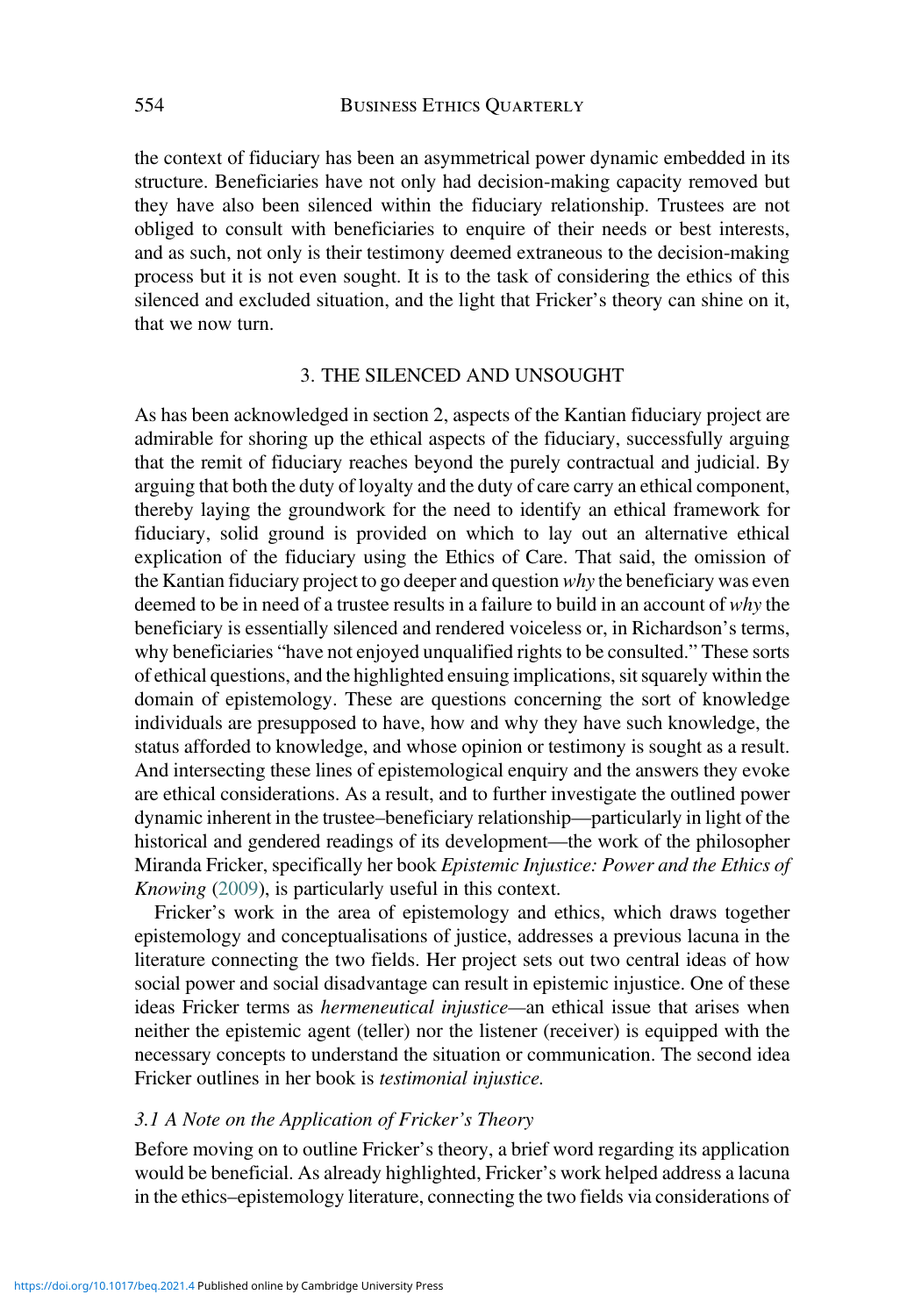the context of fiduciary has been an asymmetrical power dynamic embedded in its structure. Beneficiaries have not only had decision-making capacity removed but they have also been silenced within the fiduciary relationship. Trustees are not obliged to consult with beneficiaries to enquire of their needs or best interests, and as such, not only is their testimony deemed extraneous to the decision-making process but it is not even sought. It is to the task of considering the ethics of this silenced and excluded situation, and the light that Fricker's theory can shine on it, that we now turn.

## 3. THE SILENCED AND UNSOUGHT

As has been acknowledged in section 2, aspects of the Kantian fiduciary project are admirable for shoring up the ethical aspects of the fiduciary, successfully arguing that the remit of fiduciary reaches beyond the purely contractual and judicial. By arguing that both the duty of loyalty and the duty of care carry an ethical component, thereby laying the groundwork for the need to identify an ethical framework for fiduciary, solid ground is provided on which to lay out an alternative ethical explication of the fiduciary using the Ethics of Care. That said, the omission of the Kantian fiduciary project to go deeper and question *why* the beneficiary was even deemed to be in need of a trustee results in a failure to build in an account of *why* the beneficiary is essentially silenced and rendered voiceless or, in Richardson's terms, why beneficiaries "have not enjoyed unqualified rights to be consulted." These sorts of ethical questions, and the highlighted ensuing implications, sit squarely within the domain of epistemology. These are questions concerning the sort of knowledge individuals are presupposed to have, how and why they have such knowledge, the status afforded to knowledge, and whose opinion or testimony is sought as a result. And intersecting these lines of epistemological enquiry and the answers they evoke are ethical considerations. As a result, and to further investigate the outlined power dynamic inherent in the trustee–beneficiary relationship—particularly in light of the historical and gendered readings of its development—the work of the philosopher Miranda Fricker, specifically her book *Epistemic Injustice: Power and the Ethics of Knowing* (2009), is particularly useful in this context.

Fricker's work in the area of epistemology and ethics, which draws together epistemology and conceptualisations of justice, addresses a previous lacuna in the literature connecting the two fields. Her project sets out two central ideas of how social power and social disadvantage can result in epistemic injustice. One of these ideas Fricker terms as *hermeneutical injustice*—an ethical issue that arises when neither the epistemic agent (teller) nor the listener (receiver) is equipped with the necessary concepts to understand the situation or communication. The second idea Fricker outlines in her book is *testimonial injustice.*

### *3.1 A Note on the Application of Fricker's Theory*

Before moving on to outline Fricker's theory, a brief word regarding its application would be beneficial. As already highlighted, Fricker's work helped address a lacuna in the ethics–epistemology literature, connecting the two fields via considerations of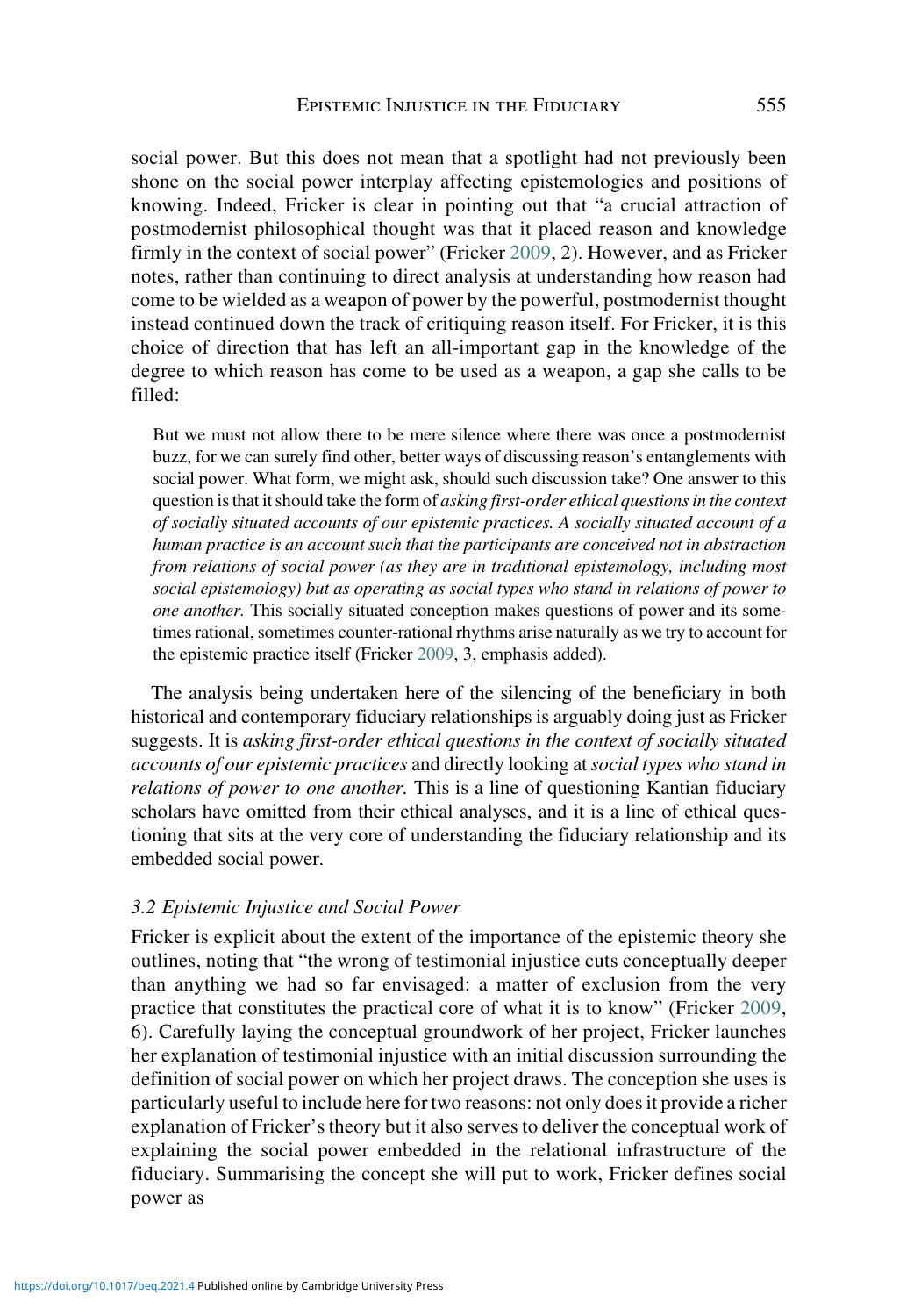social power. But this does not mean that a spotlight had not previously been shone on the social power interplay affecting epistemologies and positions of knowing. Indeed, Fricker is clear in pointing out that "a crucial attraction of postmodernist philosophical thought was that it placed reason and knowledge firmly in the context of social power" (Fricker 2009, 2). However, and as Fricker notes, rather than continuing to direct analysis at understanding how reason had come to be wielded as a weapon of power by the powerful, postmodernist thought instead continued down the track of critiquing reason itself. For Fricker, it is this choice of direction that has left an all-important gap in the knowledge of the degree to which reason has come to be used as a weapon, a gap she calls to be filled:

> But we must not allow there to be mere silence where there was once a postmodernist buzz, for we can surely find other, better ways of discussing reason's entanglements with social power. What form, we might ask, should such discussion take? One answer to this question is that it should take the form of *asking first-order ethical questions in the context of socially situated accounts of our epistemic practices. A socially situated account of a human practice is an account such that the participants are conceived not in abstraction from relations of social power (as they are in traditional epistemology, including most social epistemology) but as operating as social types who stand in relations of power to one another.* This socially situated conception makes questions of power and its sometimes rational, sometimes counter-rational rhythms arise naturally as we try to account for the epistemic practice itself (Fricker 2009, 3, emphasis added).

The analysis being undertaken here of the silencing of the beneficiary in both historical and contemporary fiduciary relationships is arguably doing just as Fricker suggests. It is *asking first-order ethical questions in the context of socially situated accounts of our epistemic practices* and directly looking at *social types who stand in relations of power to one another.* This is a line of questioning Kantian fiduciary scholars have omitted from their ethical analyses, and it is a line of ethical questioning that sits at the very core of understanding the fiduciary relationship and its embedded social power.

### *3.2 Epistemic Injustice and Social Power*

Fricker is explicit about the extent of the importance of the epistemic theory she outlines, noting that "the wrong of testimonial injustice cuts conceptually deeper than anything we had so far envisaged: a matter of exclusion from the very practice that constitutes the practical core of what it is to know" (Fricker 2009, 6). Carefully laying the conceptual groundwork of her project, Fricker launches her explanation of testimonial injustice with an initial discussion surrounding the definition of social power on which her project draws. The conception she uses is particularly useful to include here for two reasons: not only does it provide a richer explanation of Fricker's theory but it also serves to deliver the conceptual work of explaining the social power embedded in the relational infrastructure of the fiduciary. Summarising the concept she will put to work, Fricker defines social power as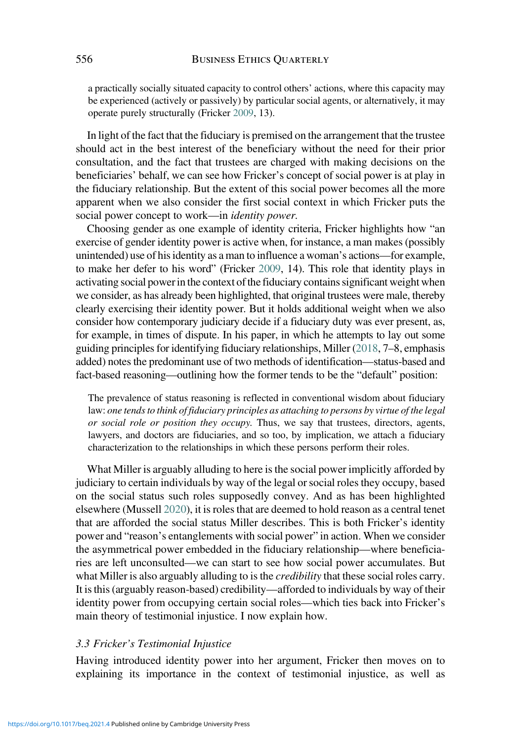> a practically socially situated capacity to control others' actions, where this capacity may be experienced (actively or passively) by particular social agents, or alternatively, it may operate purely structurally (Fricker 2009, 13).

In light of the fact that the fiduciary is premised on the arrangement that the trustee should act in the best interest of the beneficiary without the need for their prior consultation, and the fact that trustees are charged with making decisions on the beneficiaries' behalf, we can see how Fricker's concept of social power is at play in the fiduciary relationship. But the extent of this social power becomes all the more apparent when we also consider the first social context in which Fricker puts the social power concept to work—in *identity power*.

Choosing gender as one example of identity criteria, Fricker highlights how "an exercise of gender identity power is active when, for instance, a man makes (possibly unintended) use of his identity as a man to influence a woman's actions—for example, to make her defer to his word" (Fricker 2009, 14). This role that identity plays in activating social power in the context of the fiduciary contains significant weight when we consider, as has already been highlighted, that original trustees were male, thereby clearly exercising their identity power. But it holds additional weight when we also consider how contemporary judiciary decide if a fiduciary duty was ever present, as, for example, in times of dispute. In his paper, in which he attempts to lay out some guiding principles for identifying fiduciary relationships, Miller (2018, 7–8, emphasis added) notes the predominant use of two methods of identification—status-based and fact-based reasoning—outlining how the former tends to be the "default" position:

> The prevalence of status reasoning is reflected in conventional wisdom about fiduciary law: *one tends to think of fiduciary principles as attaching to persons by virtue of the legal or social role or position they occupy.* Thus, we say that trustees, directors, agents, lawyers, and doctors are fiduciaries, and so too, by implication, we attach a fiduciary characterization to the relationships in which these persons perform their roles.

What Miller is arguably alluding to here is the social power implicitly afforded by judiciary to certain individuals by way of the legal or social roles they occupy, based on the social status such roles supposedly convey. And as has been highlighted elsewhere (Mussell 2020), it is roles that are deemed to hold reason as a central tenet that are afforded the social status Miller describes. This is both Fricker's identity power and "reason's entanglements with social power" in action. When we consider the asymmetrical power embedded in the fiduciary relationship—where beneficiaries are left unconsulted—we can start to see how social power accumulates. But what Miller is also arguably alluding to is the *credibility* that these social roles carry. It is this (arguably reason-based) credibility—afforded to individuals by way of their identity power from occupying certain social roles—which ties back into Fricker's main theory of testimonial injustice. I now explain how.

### *3.3 Fricker's Testimonial Injustice*

Having introduced identity power into her argument, Fricker then moves on to explaining its importance in the context of testimonial injustice, as well as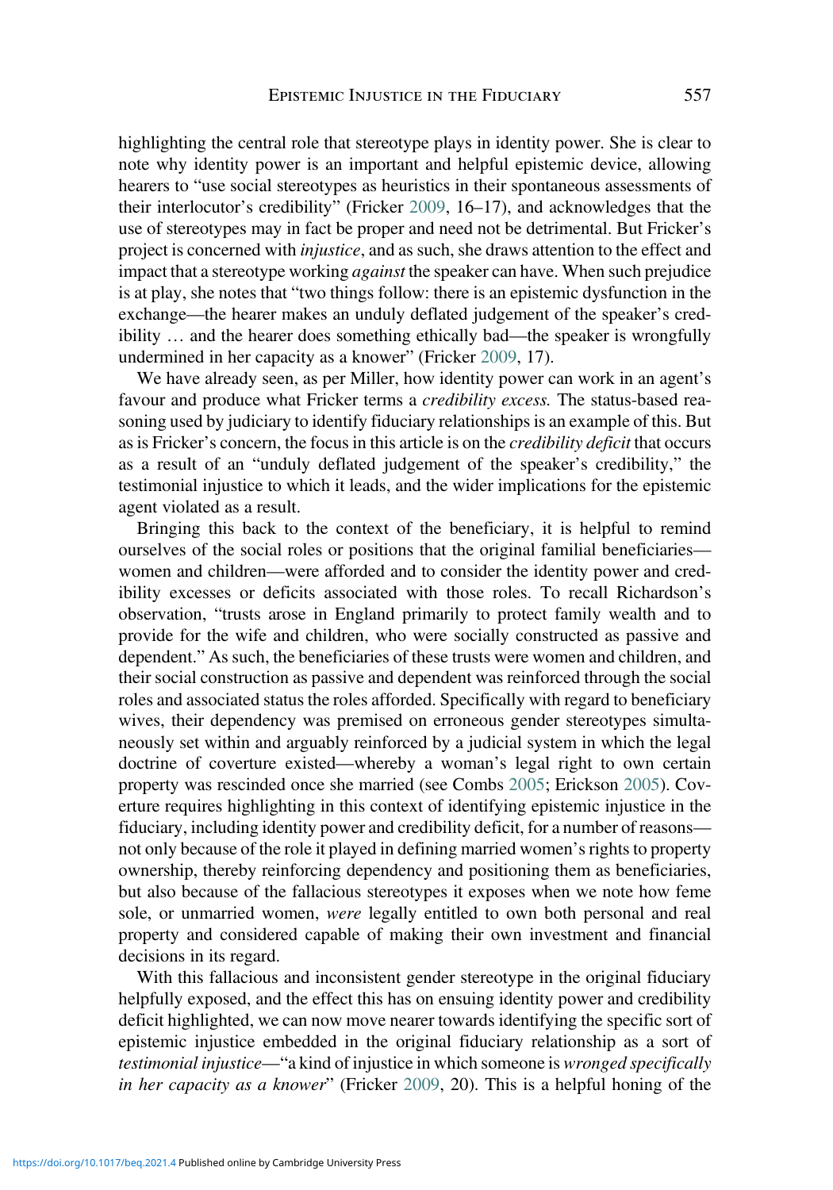highlighting the central role that stereotype plays in identity power. She is clear to note why identity power is an important and helpful epistemic device, allowing hearers to "use social stereotypes as heuristics in their spontaneous assessments of their interlocutor's credibility" (Fricker 2009, 16–17), and acknowledges that the use of stereotypes may in fact be proper and need not be detrimental. But Fricker's project is concerned with *injustice*, and as such, she draws attention to the effect and impact that a stereotype working *against* the speaker can have. When such prejudice is at play, she notes that "two things follow: there is an epistemic dysfunction in the exchange—the hearer makes an unduly deflated judgement of the speaker's credibility … and the hearer does something ethically bad—the speaker is wrongfully undermined in her capacity as a knower" (Fricker 2009, 17).

We have already seen, as per Miller, how identity power can work in an agent's favour and produce what Fricker terms a *credibility excess.* The status-based reasoning used by judiciary to identify fiduciary relationships is an example of this. But as is Fricker's concern, the focus in this article is on the *credibility deficit* that occurs as a result of an "unduly deflated judgement of the speaker's credibility," the testimonial injustice to which it leads, and the wider implications for the epistemic agent violated as a result.

Bringing this back to the context of the beneficiary, it is helpful to remind ourselves of the social roles or positions that the original familial beneficiaries—women and children—were afforded and to consider the identity power and credibility excesses or deficits associated with those roles. To recall Richardson's observation, "trusts arose in England primarily to protect family wealth and to provide for the wife and children, who were socially constructed as passive and dependent." As such, the beneficiaries of these trusts were women and children, and their social construction as passive and dependent was reinforced through the social roles and associated status the roles afforded. Specifically with regard to beneficiary wives, their dependency was premised on erroneous gender stereotypes simultaneously set within and arguably reinforced by a judicial system in which the legal doctrine of coverture existed—whereby a woman's legal right to own certain property was rescinded once she married (see Combs 2005; Erickson 2005). Coverture requires highlighting in this context of identifying epistemic injustice in the fiduciary, including identity power and credibility deficit, for a number of reasons—not only because of the role it played in defining married women's rights to property ownership, thereby reinforcing dependency and positioning them as beneficiaries, but also because of the fallacious stereotypes it exposes when we note how feme sole, or unmarried women, *were* legally entitled to own both personal and real property and considered capable of making their own investment and financial decisions in its regard.

With this fallacious and inconsistent gender stereotype in the original fiduciary helpfully exposed, and the effect this has on ensuing identity power and credibility deficit highlighted, we can now move nearer towards identifying the specific sort of epistemic injustice embedded in the original fiduciary relationship as a sort of *testimonial injustice*—"a kind of injustice in which someone is *wronged specifically in her capacity as a knower*" (Fricker 2009, 20). This is a helpful honing of the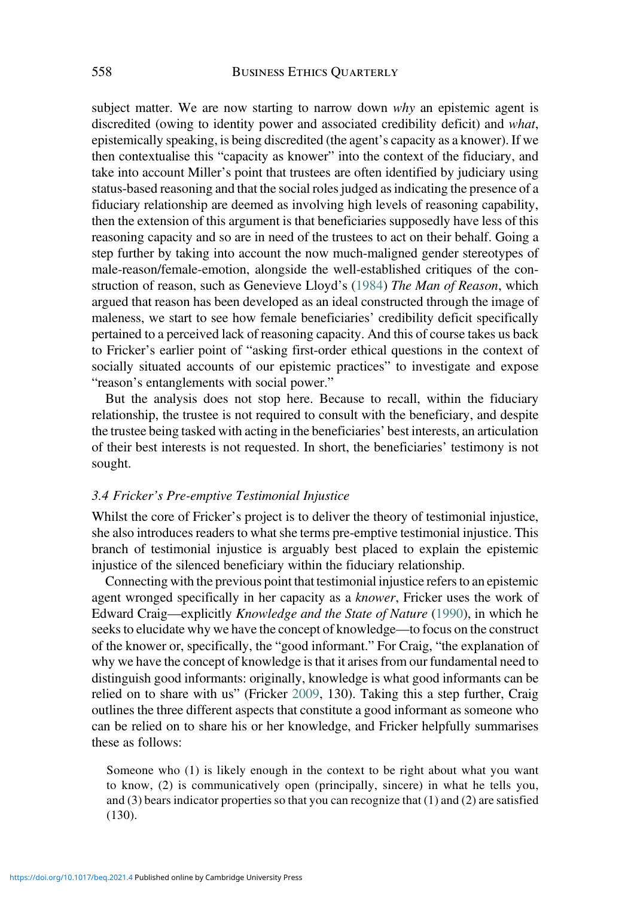subject matter. We are now starting to narrow down *why* an epistemic agent is discredited (owing to identity power and associated credibility deficit) and *what*, epistemically speaking, is being discredited (the agent's capacity as a knower). If we then contextualise this "capacity as knower" into the context of the fiduciary, and take into account Miller's point that trustees are often identified by judiciary using status-based reasoning and that the social roles judged as indicating the presence of a fiduciary relationship are deemed as involving high levels of reasoning capability, then the extension of this argument is that beneficiaries supposedly have less of this reasoning capacity and so are in need of the trustees to act on their behalf. Going a step further by taking into account the now much-maligned gender stereotypes of male-reason/female-emotion, alongside the well-established critiques of the construction of reason, such as Genevieve Lloyd's (1984) *The Man of Reason*, which argued that reason has been developed as an ideal constructed through the image of maleness, we start to see how female beneficiaries' credibility deficit specifically pertained to a perceived lack of reasoning capacity. And this of course takes us back to Fricker's earlier point of "asking first-order ethical questions in the context of socially situated accounts of our epistemic practices" to investigate and expose "reason's entanglements with social power."

But the analysis does not stop here. Because to recall, within the fiduciary relationship, the trustee is not required to consult with the beneficiary, and despite the trustee being tasked with acting in the beneficiaries' best interests, an articulation of their best interests is not requested. In short, the beneficiaries' testimony is not sought.

### *3.4 Fricker's Pre-emptive Testimonial Injustice*

Whilst the core of Fricker's project is to deliver the theory of testimonial injustice, she also introduces readers to what she terms pre-emptive testimonial injustice. This branch of testimonial injustice is arguably best placed to explain the epistemic injustice of the silenced beneficiary within the fiduciary relationship.

Connecting with the previous point that testimonial injustice refers to an epistemic agent wronged specifically in her capacity as a *knower*, Fricker uses the work of Edward Craig—explicitly *Knowledge and the State of Nature* (1990), in which he seeks to elucidate why we have the concept of knowledge—to focus on the construct of the knower or, specifically, the "good informant." For Craig, "the explanation of why we have the concept of knowledge is that it arises from our fundamental need to distinguish good informants: originally, knowledge is what good informants can be relied on to share with us" (Fricker 2009, 130). Taking this a step further, Craig outlines the three different aspects that constitute a good informant as someone who can be relied on to share his or her knowledge, and Fricker helpfully summarises these as follows:

> Someone who (1) is likely enough in the context to be right about what you want to know, (2) is communicatively open (principally, sincere) in what he tells you, and (3) bears indicator properties so that you can recognize that (1) and (2) are satisfied (130).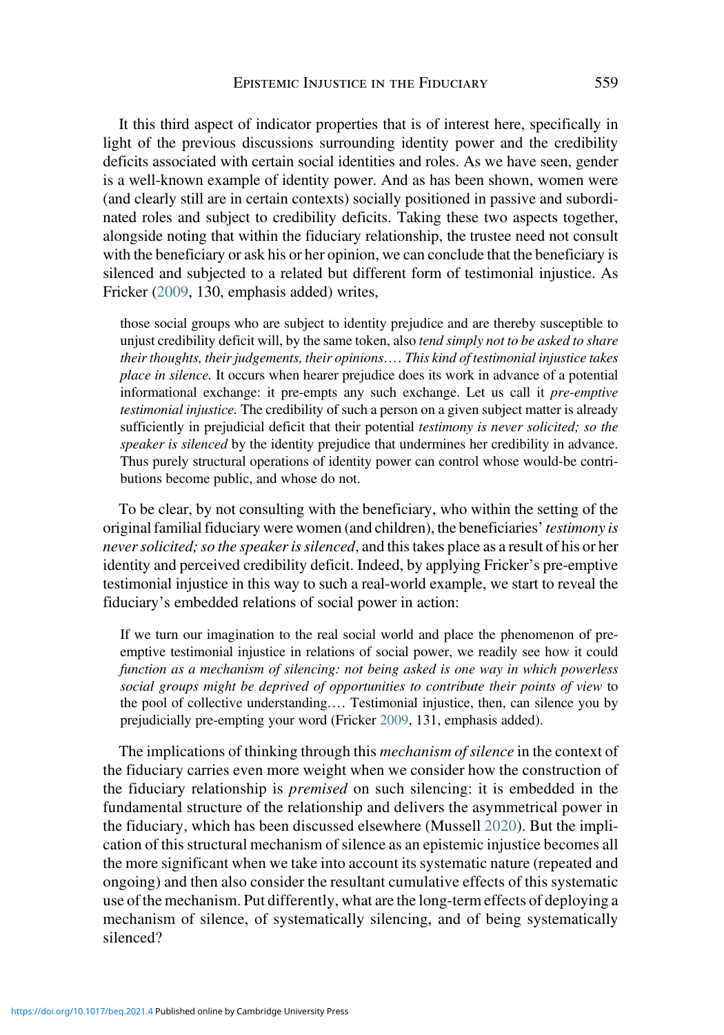It this third aspect of indicator properties that is of interest here, specifically in light of the previous discussions surrounding identity power and the credibility deficits associated with certain social identities and roles. As we have seen, gender is a well-known example of identity power. And as has been shown, women were (and clearly still are in certain contexts) socially positioned in passive and subordinated roles and subject to credibility deficits. Taking these two aspects together, alongside noting that within the fiduciary relationship, the trustee need not consult with the beneficiary or ask his or her opinion, we can conclude that the beneficiary is silenced and subjected to a related but different form of testimonial injustice. As Fricker (2009, 130, emphasis added) writes,

> those social groups who are subject to identity prejudice and are thereby susceptible to unjust credibility deficit will, by the same token, also *tend simply not to be asked to share their thoughts, their judgements, their opinions*…. *This kind of testimonial injustice takes place in silence.* It occurs when hearer prejudice does its work in advance of a potential informational exchange: it pre-empts any such exchange. Let us call it *pre-emptive testimonial injustice*. The credibility of such a person on a given subject matter is already sufficiently in prejudicial deficit that their potential *testimony is never solicited; so the speaker is silenced* by the identity prejudice that undermines her credibility in advance. Thus purely structural operations of identity power can control whose would-be contributions become public, and whose do not.

To be clear, by not consulting with the beneficiary, who within the setting of the original familial fiduciary were women (and children), the beneficiaries' *testimony is never solicited; so the speaker is silenced*, and this takes place as a result of his or her identity and perceived credibility deficit. Indeed, by applying Fricker's pre-emptive testimonial injustice in this way to such a real-world example, we start to reveal the fiduciary's embedded relations of social power in action:

> If we turn our imagination to the real social world and place the phenomenon of pre-emptive testimonial injustice in relations of social power, we readily see how it could *function as a mechanism of silencing: not being asked is one way in which powerless social groups might be deprived of opportunities to contribute their points of view* to the pool of collective understanding…. Testimonial injustice, then, can silence you by prejudicially pre-empting your word (Fricker 2009, 131, emphasis added).

The implications of thinking through this *mechanism of silence* in the context of the fiduciary carries even more weight when we consider how the construction of the fiduciary relationship is *premised* on such silencing: it is embedded in the fundamental structure of the relationship and delivers the asymmetrical power in the fiduciary, which has been discussed elsewhere (Mussell 2020). But the implication of this structural mechanism of silence as an epistemic injustice becomes all the more significant when we take into account its systematic nature (repeated and ongoing) and then also consider the resultant cumulative effects of this systematic use of the mechanism. Put differently, what are the long-term effects of deploying a mechanism of silence, of systematically silencing, and of being systematically silenced?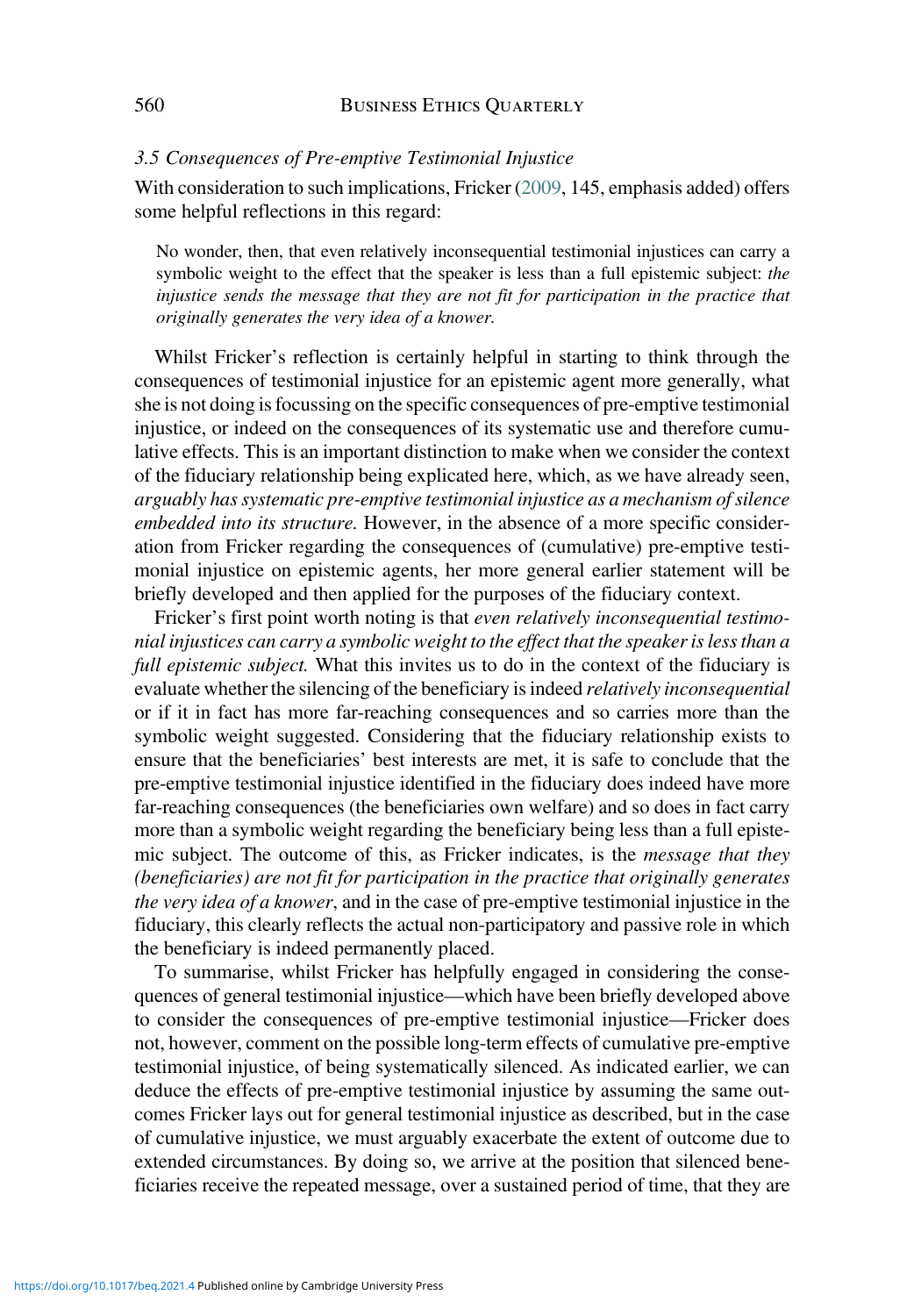### *3.5 Consequences of Pre-emptive Testimonial Injustice*

With consideration to such implications, Fricker (2009, 145, emphasis added) offers some helpful reflections in this regard:

> No wonder, then, that even relatively inconsequential testimonial injustices can carry a symbolic weight to the effect that the speaker is less than a full epistemic subject: *the injustice sends the message that they are not fit for participation in the practice that originally generates the very idea of a knower.*

Whilst Fricker's reflection is certainly helpful in starting to think through the consequences of testimonial injustice for an epistemic agent more generally, what she is not doing is focussing on the specific consequences of pre-emptive testimonial injustice, or indeed on the consequences of its systematic use and therefore cumulative effects. This is an important distinction to make when we consider the context of the fiduciary relationship being explicated here, which, as we have already seen, *arguably has systematic pre-emptive testimonial injustice as a mechanism of silence embedded into its structure.* However, in the absence of a more specific consideration from Fricker regarding the consequences of (cumulative) pre-emptive testimonial injustice on epistemic agents, her more general earlier statement will be briefly developed and then applied for the purposes of the fiduciary context.

Fricker's first point worth noting is that *even relatively inconsequential testimonial injustices can carry a symbolic weight to the effect that the speaker is less than a full epistemic subject.* What this invites us to do in the context of the fiduciary is evaluate whether the silencing of the beneficiary is indeed *relatively inconsequential* or if it in fact has more far-reaching consequences and so carries more than the symbolic weight suggested. Considering that the fiduciary relationship exists to ensure that the beneficiaries' best interests are met, it is safe to conclude that the pre-emptive testimonial injustice identified in the fiduciary does indeed have more far-reaching consequences (the beneficiaries own welfare) and so does in fact carry more than a symbolic weight regarding the beneficiary being less than a full epistemic subject. The outcome of this, as Fricker indicates, is the *message that they (beneficiaries) are not fit for participation in the practice that originally generates the very idea of a knower*, and in the case of pre-emptive testimonial injustice in the fiduciary, this clearly reflects the actual non-participatory and passive role in which the beneficiary is indeed permanently placed.

To summarise, whilst Fricker has helpfully engaged in considering the consequences of general testimonial injustice—which have been briefly developed above to consider the consequences of pre-emptive testimonial injustice—Fricker does not, however, comment on the possible long-term effects of cumulative pre-emptive testimonial injustice, of being systematically silenced. As indicated earlier, we can deduce the effects of pre-emptive testimonial injustice by assuming the same outcomes Fricker lays out for general testimonial injustice as described, but in the case of cumulative injustice, we must arguably exacerbate the extent of outcome due to extended circumstances. By doing so, we arrive at the position that silenced beneficiaries receive the repeated message, over a sustained period of time, that they are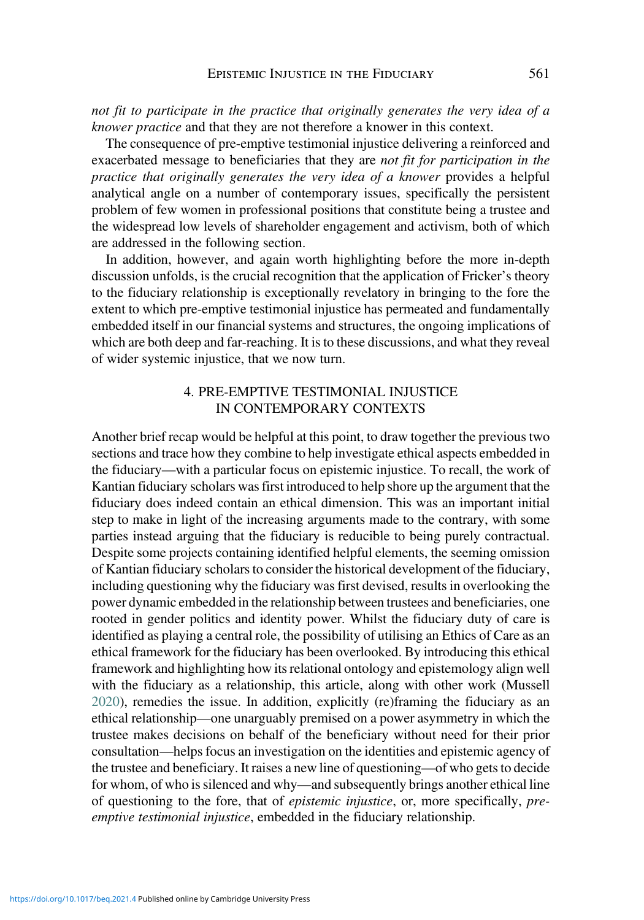*not fit to participate in the practice that originally generates the very idea of a knower practice* and that they are not therefore a knower in this context.

The consequence of pre-emptive testimonial injustice delivering a reinforced and exacerbated message to beneficiaries that they are *not fit for participation in the practice that originally generates the very idea of a knower* provides a helpful analytical angle on a number of contemporary issues, specifically the persistent problem of few women in professional positions that constitute being a trustee and the widespread low levels of shareholder engagement and activism, both of which are addressed in the following section.

In addition, however, and again worth highlighting before the more in-depth discussion unfolds, is the crucial recognition that the application of Fricker's theory to the fiduciary relationship is exceptionally revelatory in bringing to the fore the extent to which pre-emptive testimonial injustice has permeated and fundamentally embedded itself in our financial systems and structures, the ongoing implications of which are both deep and far-reaching. It is to these discussions, and what they reveal of wider systemic injustice, that we now turn.

## 4. PRE-EMPTIVE TESTIMONIAL INJUSTICE IN CONTEMPORARY CONTEXTS

Another brief recap would be helpful at this point, to draw together the previous two sections and trace how they combine to help investigate ethical aspects embedded in the fiduciary—with a particular focus on epistemic injustice. To recall, the work of Kantian fiduciary scholars was first introduced to help shore up the argument that the fiduciary does indeed contain an ethical dimension. This was an important initial step to make in light of the increasing arguments made to the contrary, with some parties instead arguing that the fiduciary is reducible to being purely contractual. Despite some projects containing identified helpful elements, the seeming omission of Kantian fiduciary scholars to consider the historical development of the fiduciary, including questioning why the fiduciary was first devised, results in overlooking the power dynamic embedded in the relationship between trustees and beneficiaries, one rooted in gender politics and identity power. Whilst the fiduciary duty of care is identified as playing a central role, the possibility of utilising an Ethics of Care as an ethical framework for the fiduciary has been overlooked. By introducing this ethical framework and highlighting how its relational ontology and epistemology align well with the fiduciary as a relationship, this article, along with other work (Mussell 2020), remedies the issue. In addition, explicitly (re)framing the fiduciary as an ethical relationship—one unarguably premised on a power asymmetry in which the trustee makes decisions on behalf of the beneficiary without need for their prior consultation—helps focus an investigation on the identities and epistemic agency of the trustee and beneficiary. It raises a new line of questioning—of who gets to decide for whom, of who is silenced and why—and subsequently brings another ethical line of questioning to the fore, that of *epistemic injustice*, or, more specifically, *pre-emptive testimonial injustice*, embedded in the fiduciary relationship.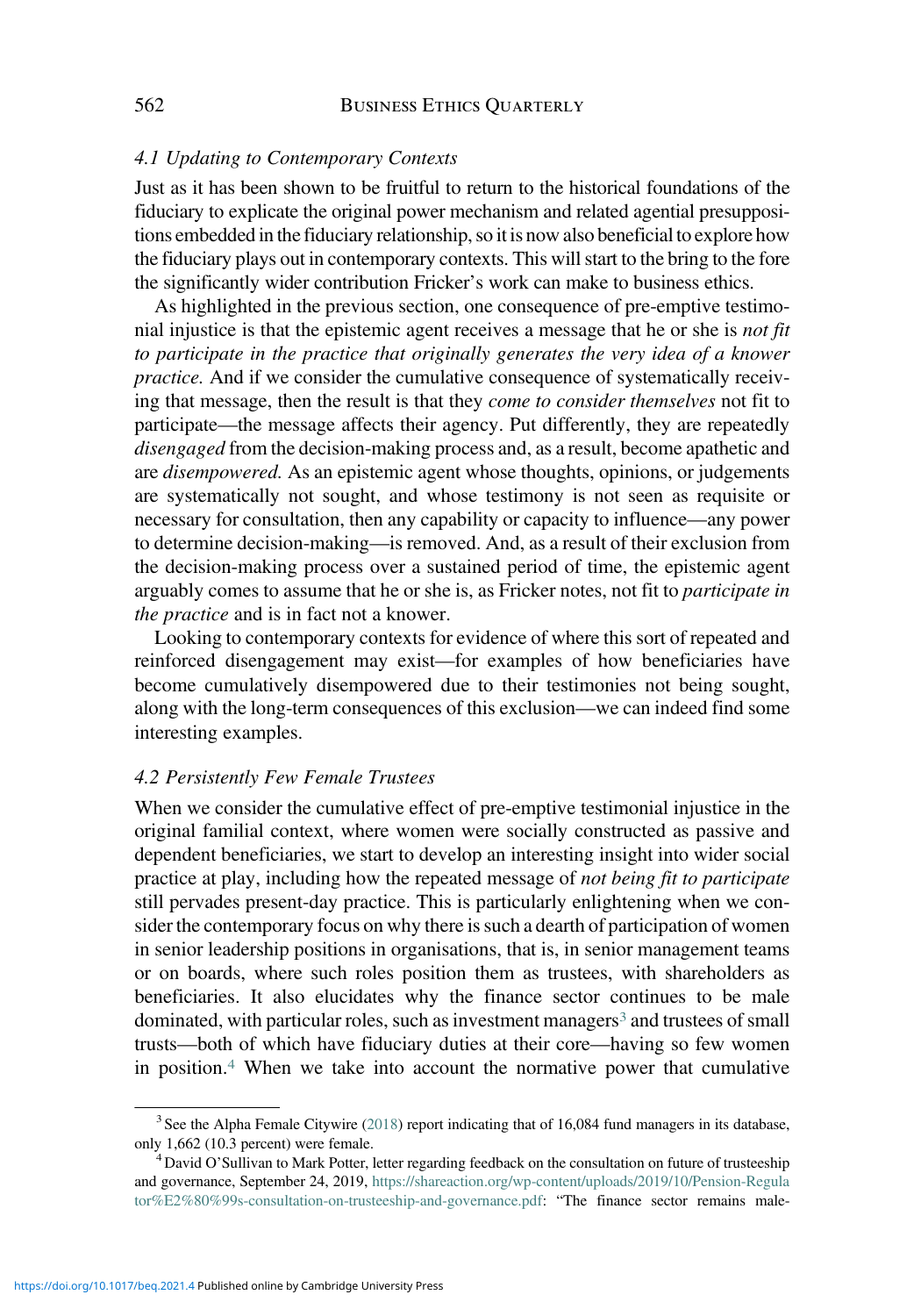### *4.1 Updating to Contemporary Contexts*

Just as it has been shown to be fruitful to return to the historical foundations of the fiduciary to explicate the original power mechanism and related agential presuppositions embedded in the fiduciary relationship, so it is now also beneficial to explore how the fiduciary plays out in contemporary contexts. This will start to the bring to the fore the significantly wider contribution Fricker's work can make to business ethics.

As highlighted in the previous section, one consequence of pre-emptive testimonial injustice is that the epistemic agent receives a message that he or she is *not fit to participate in the practice that originally generates the very idea of a knower practice.* And if we consider the cumulative consequence of systematically receiving that message, then the result is that they *come to consider themselves* not fit to participate—the message affects their agency. Put differently, they are repeatedly *disengaged* from the decision-making process and, as a result, become apathetic and are *disempowered.* As an epistemic agent whose thoughts, opinions, or judgements are systematically not sought, and whose testimony is not seen as requisite or necessary for consultation, then any capability or capacity to influence—any power to determine decision-making—is removed. And, as a result of their exclusion from the decision-making process over a sustained period of time, the epistemic agent arguably comes to assume that he or she is, as Fricker notes, not fit to *participate in the practice* and is in fact not a knower.

Looking to contemporary contexts for evidence of where this sort of repeated and reinforced disengagement may exist—for examples of how beneficiaries have become cumulatively disempowered due to their testimonies not being sought, along with the long-term consequences of this exclusion—we can indeed find some interesting examples.

### *4.2 Persistently Few Female Trustees*

When we consider the cumulative effect of pre-emptive testimonial injustice in the original familial context, where women were socially constructed as passive and dependent beneficiaries, we start to develop an interesting insight into wider social practice at play, including how the repeated message of *not being fit to participate* still pervades present-day practice. This is particularly enlightening when we consider the contemporary focus on why there is such a dearth of participation of women in senior leadership positions in organisations, that is, in senior management teams or on boards, where such roles position them as trustees, with shareholders as beneficiaries. It also elucidates why the finance sector continues to be male dominated, with particular roles, such as investment managers[3] and trustees of small trusts—both of which have fiduciary duties at their core—having so few women in position.[4] When we take into account the normative power that cumulative

---

[3] See the Alpha Female Citywire (2018) report indicating that of 16,084 fund managers in its database, only 1,662 (10.3 percent) were female.

[4] David O'Sullivan to Mark Potter, letter regarding feedback on the consultation on future of trusteeship and governance, September 24, 2019, https://shareaction.org/wp-content/uploads/2019/10/Pension-Regulator%E2%80%99s-consultation-on-trusteeship-and-governance.pdf: "The finance sector remains male-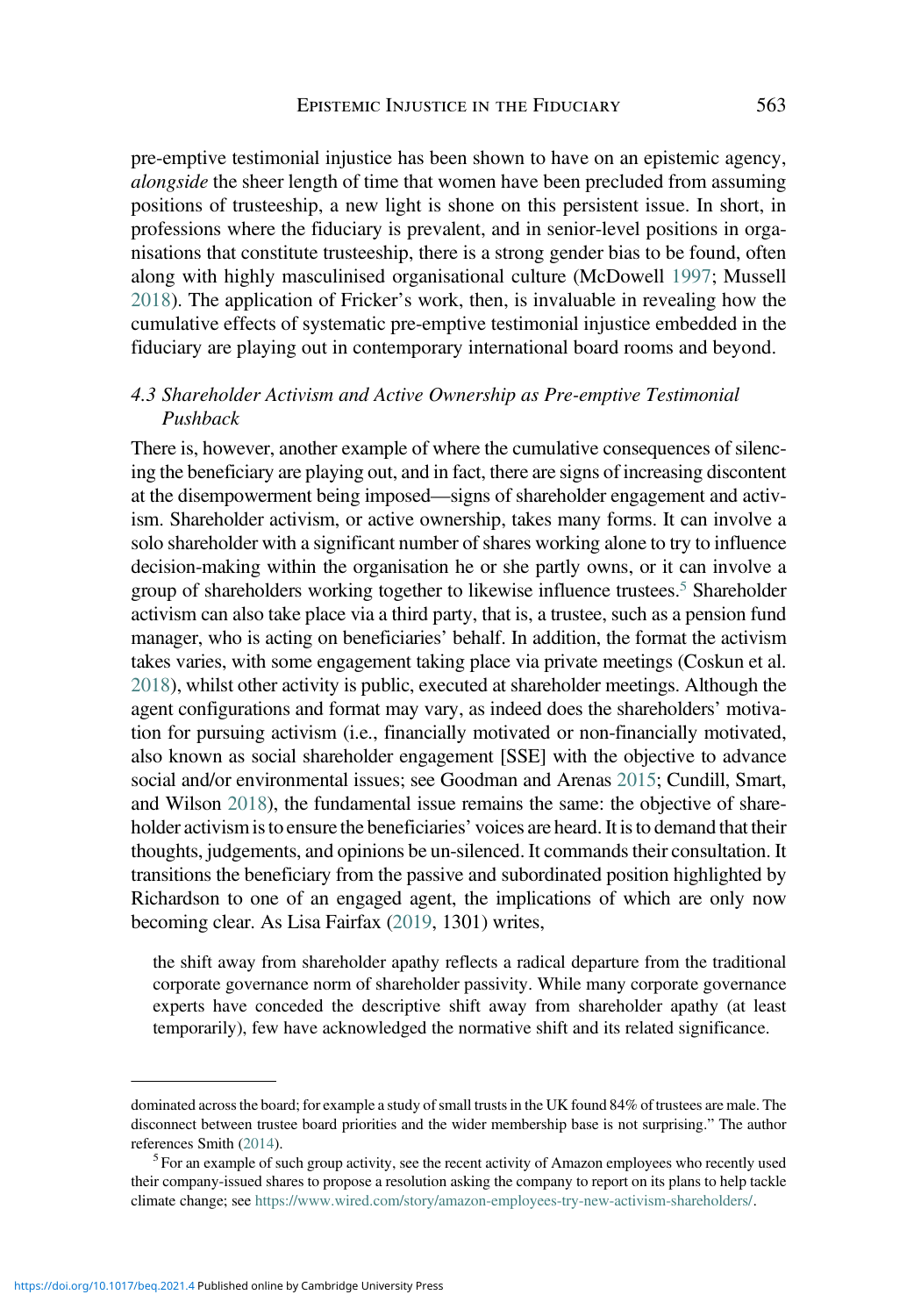pre-emptive testimonial injustice has been shown to have on an epistemic agency, *alongside* the sheer length of time that women have been precluded from assuming positions of trusteeship, a new light is shone on this persistent issue. In short, in professions where the fiduciary is prevalent, and in senior-level positions in organisations that constitute trusteeship, there is a strong gender bias to be found, often along with highly masculinised organisational culture (McDowell 1997; Mussell 2018). The application of Fricker's work, then, is invaluable in revealing how the cumulative effects of systematic pre-emptive testimonial injustice embedded in the fiduciary are playing out in contemporary international board rooms and beyond.

### *4.3 Shareholder Activism and Active Ownership as Pre-emptive Testimonial Pushback*

There is, however, another example of where the cumulative consequences of silencing the beneficiary are playing out, and in fact, there are signs of increasing discontent at the disempowerment being imposed—signs of shareholder engagement and activism. Shareholder activism, or active ownership, takes many forms. It can involve a solo shareholder with a significant number of shares working alone to try to influence decision-making within the organisation he or she partly owns, or it can involve a group of shareholders working together to likewise influence trustees.[5] Shareholder activism can also take place via a third party, that is, a trustee, such as a pension fund manager, who is acting on beneficiaries' behalf. In addition, the format the activism takes varies, with some engagement taking place via private meetings (Coskun et al. 2018), whilst other activity is public, executed at shareholder meetings. Although the agent configurations and format may vary, as indeed does the shareholders' motivation for pursuing activism (i.e., financially motivated or non-financially motivated, also known as social shareholder engagement [SSE] with the objective to advance social and/or environmental issues; see Goodman and Arenas 2015; Cundill, Smart, and Wilson 2018), the fundamental issue remains the same: the objective of shareholder activism is to ensure the beneficiaries' voices are heard. It is to demand that their thoughts, judgements, and opinions be un-silenced. It commands their consultation. It transitions the beneficiary from the passive and subordinated position highlighted by Richardson to one of an engaged agent, the implications of which are only now becoming clear. As Lisa Fairfax (2019, 1301) writes,

> the shift away from shareholder apathy reflects a radical departure from the traditional corporate governance norm of shareholder passivity. While many corporate governance experts have conceded the descriptive shift away from shareholder apathy (at least temporarily), few have acknowledged the normative shift and its related significance.

---

dominated across the board; for example a study of small trusts in the UK found 84% of trustees are male. The disconnect between trustee board priorities and the wider membership base is not surprising." The author references Smith (2014).

[5] For an example of such group activity, see the recent activity of Amazon employees who recently used their company-issued shares to propose a resolution asking the company to report on its plans to help tackle climate change; see https://www.wired.com/story/amazon-employees-try-new-activism-shareholders/.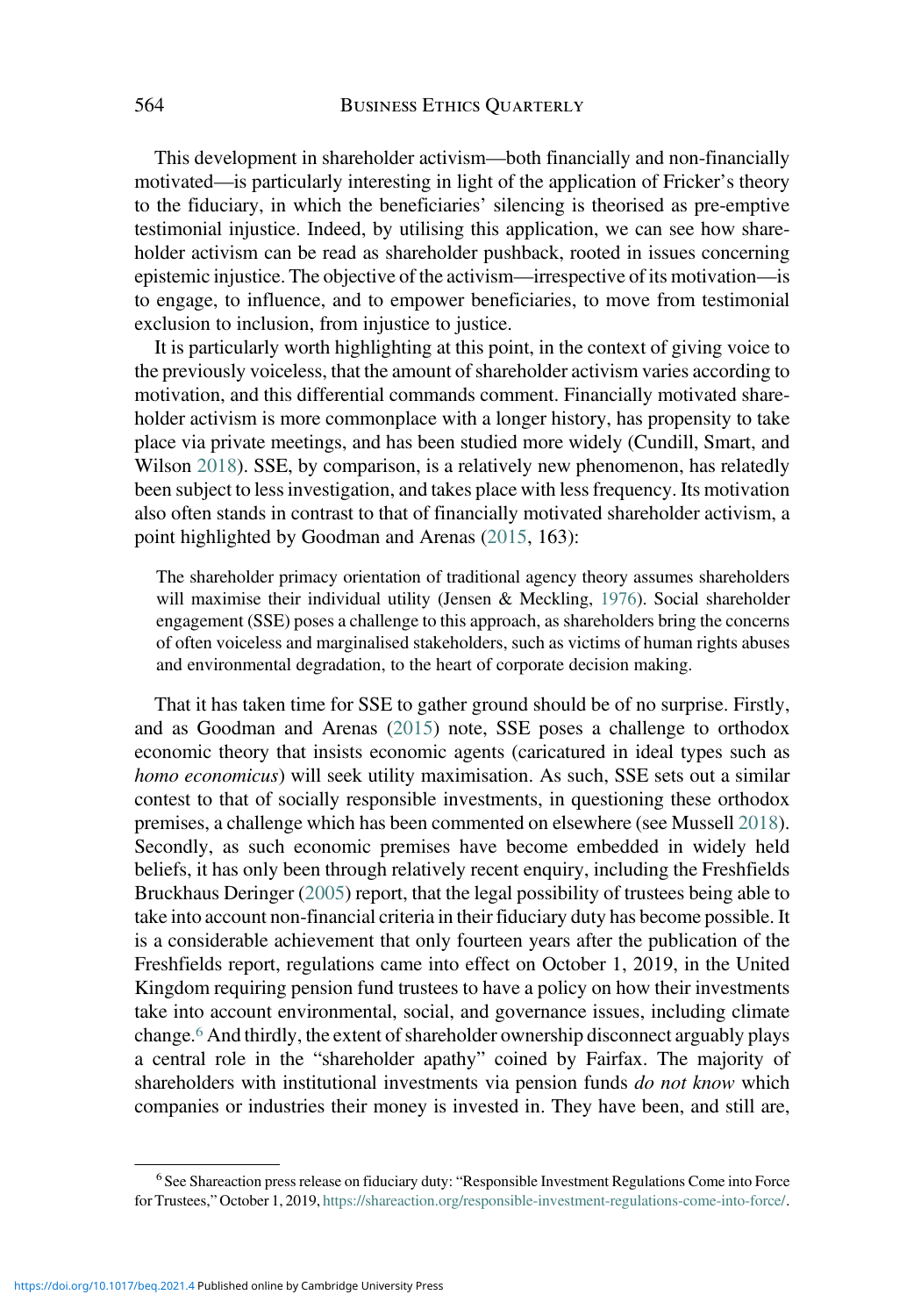This development in shareholder activism—both financially and non-financially motivated—is particularly interesting in light of the application of Fricker's theory to the fiduciary, in which the beneficiaries' silencing is theorised as pre-emptive testimonial injustice. Indeed, by utilising this application, we can see how shareholder activism can be read as shareholder pushback, rooted in issues concerning epistemic injustice. The objective of the activism—irrespective of its motivation—is to engage, to influence, and to empower beneficiaries, to move from testimonial exclusion to inclusion, from injustice to justice.

It is particularly worth highlighting at this point, in the context of giving voice to the previously voiceless, that the amount of shareholder activism varies according to motivation, and this differential commands comment. Financially motivated shareholder activism is more commonplace with a longer history, has propensity to take place via private meetings, and has been studied more widely (Cundill, Smart, and Wilson 2018). SSE, by comparison, is a relatively new phenomenon, has relatedly been subject to less investigation, and takes place with less frequency. Its motivation also often stands in contrast to that of financially motivated shareholder activism, a point highlighted by Goodman and Arenas (2015, 163):

> The shareholder primacy orientation of traditional agency theory assumes shareholders will maximise their individual utility (Jensen & Meckling, 1976). Social shareholder engagement (SSE) poses a challenge to this approach, as shareholders bring the concerns of often voiceless and marginalised stakeholders, such as victims of human rights abuses and environmental degradation, to the heart of corporate decision making.

That it has taken time for SSE to gather ground should be of no surprise. Firstly, and as Goodman and Arenas (2015) note, SSE poses a challenge to orthodox economic theory that insists economic agents (caricatured in ideal types such as *homo economicus*) will seek utility maximisation. As such, SSE sets out a similar contest to that of socially responsible investments, in questioning these orthodox premises, a challenge which has been commented on elsewhere (see Mussell 2018). Secondly, as such economic premises have become embedded in widely held beliefs, it has only been through relatively recent enquiry, including the Freshfields Bruckhaus Deringer (2005) report, that the legal possibility of trustees being able to take into account non-financial criteria in their fiduciary duty has become possible. It is a considerable achievement that only fourteen years after the publication of the Freshfields report, regulations came into effect on October 1, 2019, in the United Kingdom requiring pension fund trustees to have a policy on how their investments take into account environmental, social, and governance issues, including climate change.[6] And thirdly, the extent of shareholder ownership disconnect arguably plays a central role in the "shareholder apathy" coined by Fairfax. The majority of shareholders with institutional investments via pension funds *do not know* which companies or industries their money is invested in. They have been, and still are,

[6] See Shareaction press release on fiduciary duty: "Responsible Investment Regulations Come into Force for Trustees," October 1, 2019, https://shareaction.org/responsible-investment-regulations-come-into-force/.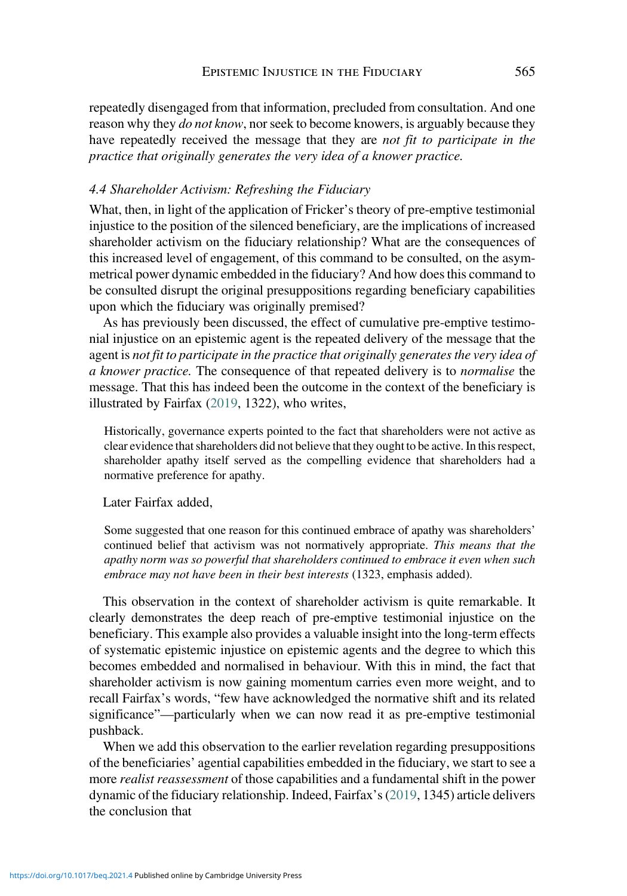repeatedly disengaged from that information, precluded from consultation. And one reason why they *do not know*, nor seek to become knowers, is arguably because they have repeatedly received the message that they are *not fit to participate in the practice that originally generates the very idea of a knower practice.*

### *4.4 Shareholder Activism: Refreshing the Fiduciary*

What, then, in light of the application of Fricker's theory of pre-emptive testimonial injustice to the position of the silenced beneficiary, are the implications of increased shareholder activism on the fiduciary relationship? What are the consequences of this increased level of engagement, of this command to be consulted, on the asymmetrical power dynamic embedded in the fiduciary? And how does this command to be consulted disrupt the original presuppositions regarding beneficiary capabilities upon which the fiduciary was originally premised?

As has previously been discussed, the effect of cumulative pre-emptive testimonial injustice on an epistemic agent is the repeated delivery of the message that the agent is *not fit to participate in the practice that originally generates the very idea of a knower practice.* The consequence of that repeated delivery is to *normalise* the message. That this has indeed been the outcome in the context of the beneficiary is illustrated by Fairfax (2019, 1322), who writes,

> Historically, governance experts pointed to the fact that shareholders were not active as clear evidence that shareholders did not believe that they ought to be active. In this respect, shareholder apathy itself served as the compelling evidence that shareholders had a normative preference for apathy.

Later Fairfax added,

> Some suggested that one reason for this continued embrace of apathy was shareholders' continued belief that activism was not normatively appropriate. *This means that the apathy norm was so powerful that shareholders continued to embrace it even when such embrace may not have been in their best interests* (1323, emphasis added).

This observation in the context of shareholder activism is quite remarkable. It clearly demonstrates the deep reach of pre-emptive testimonial injustice on the beneficiary. This example also provides a valuable insight into the long-term effects of systematic epistemic injustice on epistemic agents and the degree to which this becomes embedded and normalised in behaviour. With this in mind, the fact that shareholder activism is now gaining momentum carries even more weight, and to recall Fairfax's words, "few have acknowledged the normative shift and its related significance"—particularly when we can now read it as pre-emptive testimonial pushback.

When we add this observation to the earlier revelation regarding presuppositions of the beneficiaries' agential capabilities embedded in the fiduciary, we start to see a more *realist reassessment* of those capabilities and a fundamental shift in the power dynamic of the fiduciary relationship. Indeed, Fairfax's (2019, 1345) article delivers the conclusion that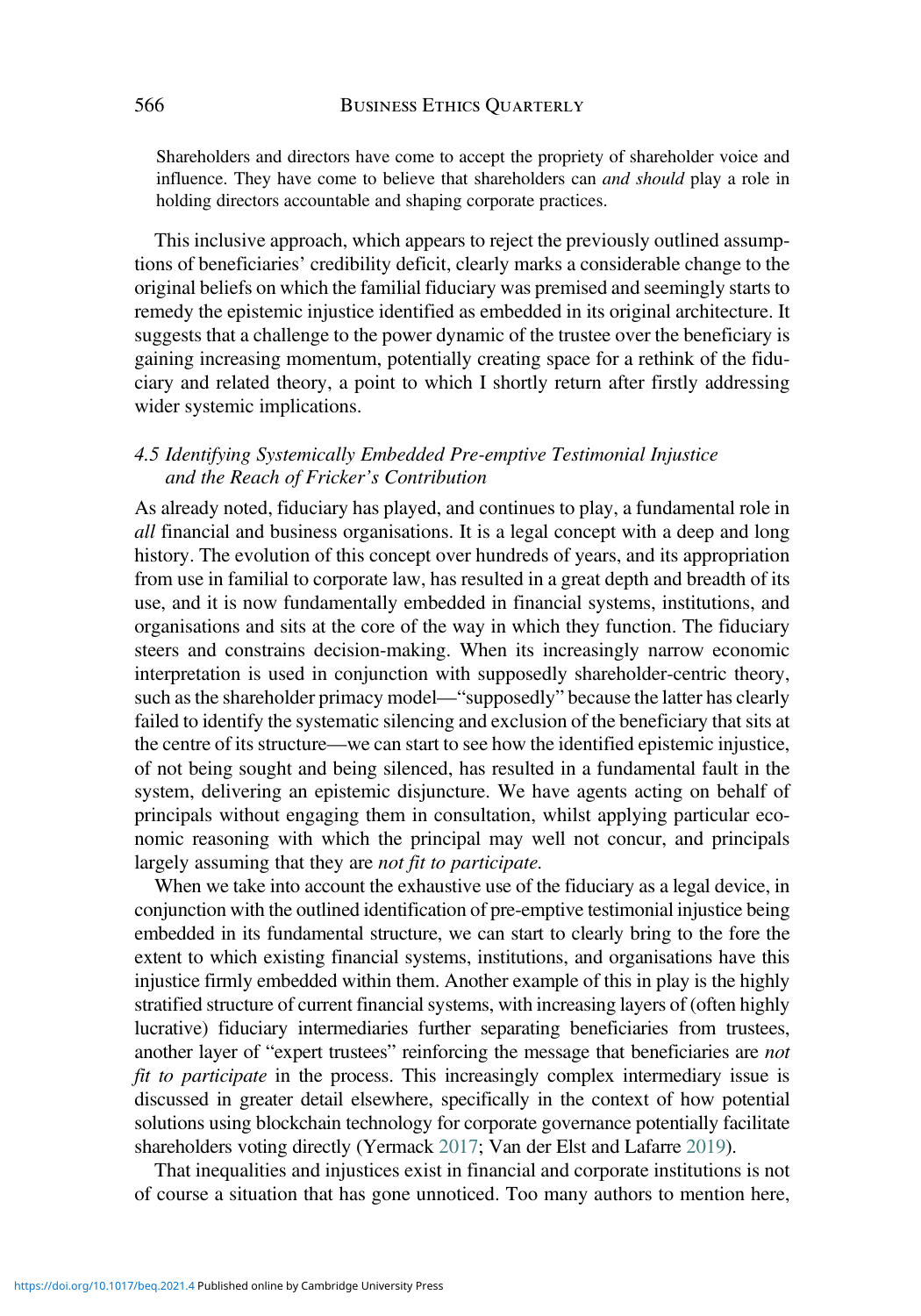> Shareholders and directors have come to accept the propriety of shareholder voice and influence. They have come to believe that shareholders can *and should* play a role in holding directors accountable and shaping corporate practices.

This inclusive approach, which appears to reject the previously outlined assumptions of beneficiaries' credibility deficit, clearly marks a considerable change to the original beliefs on which the familial fiduciary was premised and seemingly starts to remedy the epistemic injustice identified as embedded in its original architecture. It suggests that a challenge to the power dynamic of the trustee over the beneficiary is gaining increasing momentum, potentially creating space for a rethink of the fiduciary and related theory, a point to which I shortly return after firstly addressing wider systemic implications.

### *4.5 Identifying Systemically Embedded Pre-emptive Testimonial Injustice and the Reach of Fricker's Contribution*

As already noted, fiduciary has played, and continues to play, a fundamental role in *all* financial and business organisations. It is a legal concept with a deep and long history. The evolution of this concept over hundreds of years, and its appropriation from use in familial to corporate law, has resulted in a great depth and breadth of its use, and it is now fundamentally embedded in financial systems, institutions, and organisations and sits at the core of the way in which they function. The fiduciary steers and constrains decision-making. When its increasingly narrow economic interpretation is used in conjunction with supposedly shareholder-centric theory, such as the shareholder primacy model—"supposedly" because the latter has clearly failed to identify the systematic silencing and exclusion of the beneficiary that sits at the centre of its structure—we can start to see how the identified epistemic injustice, of not being sought and being silenced, has resulted in a fundamental fault in the system, delivering an epistemic disjuncture. We have agents acting on behalf of principals without engaging them in consultation, whilst applying particular economic reasoning with which the principal may well not concur, and principals largely assuming that they are *not fit to participate.*

When we take into account the exhaustive use of the fiduciary as a legal device, in conjunction with the outlined identification of pre-emptive testimonial injustice being embedded in its fundamental structure, we can start to clearly bring to the fore the extent to which existing financial systems, institutions, and organisations have this injustice firmly embedded within them. Another example of this in play is the highly stratified structure of current financial systems, with increasing layers of (often highly lucrative) fiduciary intermediaries further separating beneficiaries from trustees, another layer of "expert trustees" reinforcing the message that beneficiaries are *not fit to participate* in the process. This increasingly complex intermediary issue is discussed in greater detail elsewhere, specifically in the context of how potential solutions using blockchain technology for corporate governance potentially facilitate shareholders voting directly (Yermack 2017; Van der Elst and Lafarre 2019).

That inequalities and injustices exist in financial and corporate institutions is not of course a situation that has gone unnoticed. Too many authors to mention here,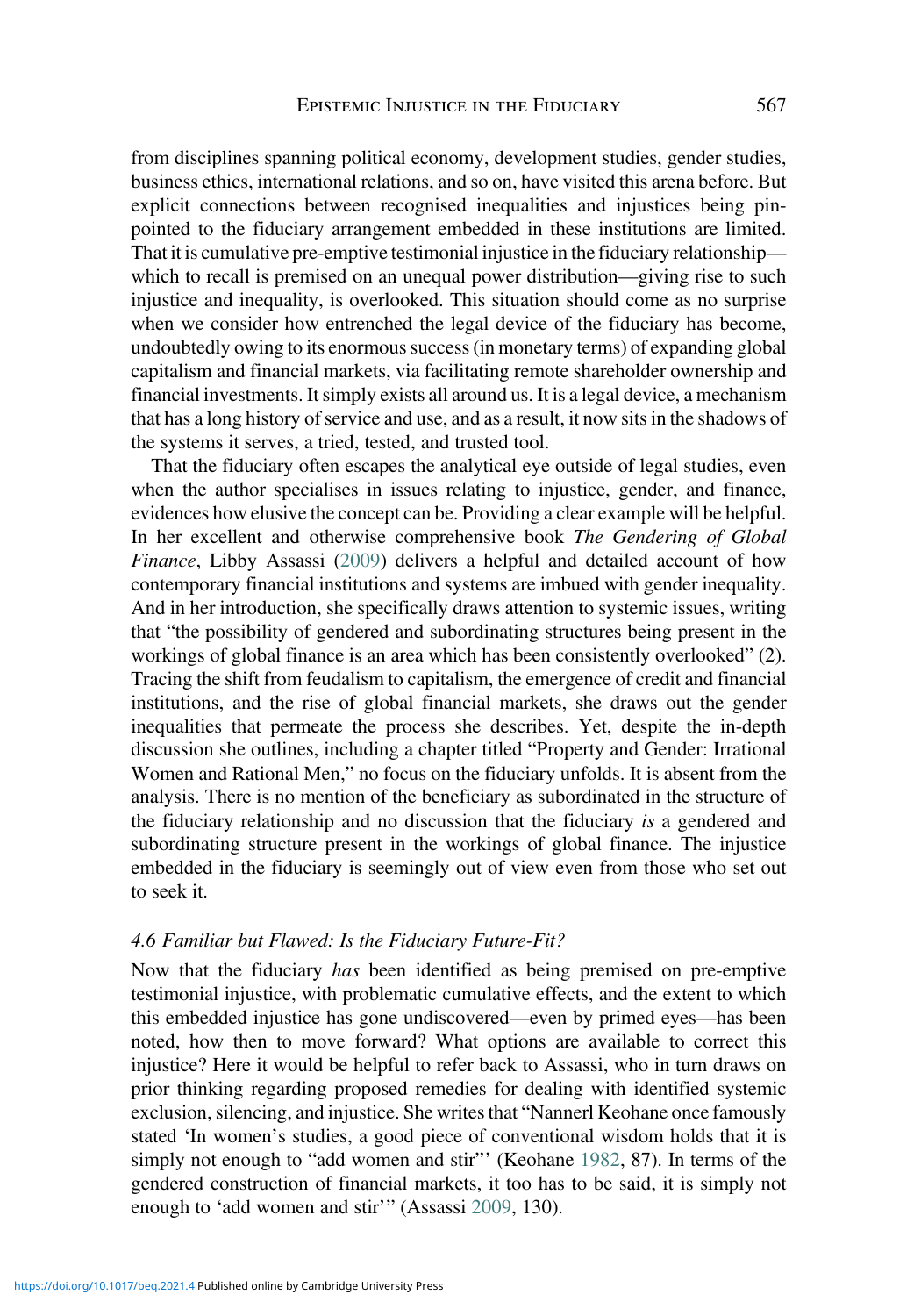from disciplines spanning political economy, development studies, gender studies, business ethics, international relations, and so on, have visited this arena before. But explicit connections between recognised inequalities and injustices being pinpointed to the fiduciary arrangement embedded in these institutions are limited. That it is cumulative pre-emptive testimonial injustice in the fiduciary relationship—which to recall is premised on an unequal power distribution—giving rise to such injustice and inequality, is overlooked. This situation should come as no surprise when we consider how entrenched the legal device of the fiduciary has become, undoubtedly owing to its enormous success (in monetary terms) of expanding global capitalism and financial markets, via facilitating remote shareholder ownership and financial investments. It simply exists all around us. It is a legal device, a mechanism that has a long history of service and use, and as a result, it now sits in the shadows of the systems it serves, a tried, tested, and trusted tool.

That the fiduciary often escapes the analytical eye outside of legal studies, even when the author specialises in issues relating to injustice, gender, and finance, evidences how elusive the concept can be. Providing a clear example will be helpful. In her excellent and otherwise comprehensive book *The Gendering of Global Finance*, Libby Assassi (2009) delivers a helpful and detailed account of how contemporary financial institutions and systems are imbued with gender inequality. And in her introduction, she specifically draws attention to systemic issues, writing that "the possibility of gendered and subordinating structures being present in the workings of global finance is an area which has been consistently overlooked" (2). Tracing the shift from feudalism to capitalism, the emergence of credit and financial institutions, and the rise of global financial markets, she draws out the gender inequalities that permeate the process she describes. Yet, despite the in-depth discussion she outlines, including a chapter titled "Property and Gender: Irrational Women and Rational Men," no focus on the fiduciary unfolds. It is absent from the analysis. There is no mention of the beneficiary as subordinated in the structure of the fiduciary relationship and no discussion that the fiduciary *is* a gendered and subordinating structure present in the workings of global finance. The injustice embedded in the fiduciary is seemingly out of view even from those who set out to seek it.

### *4.6 Familiar but Flawed: Is the Fiduciary Future-Fit?*

Now that the fiduciary *has* been identified as being premised on pre-emptive testimonial injustice, with problematic cumulative effects, and the extent to which this embedded injustice has gone undiscovered—even by primed eyes—has been noted, how then to move forward? What options are available to correct this injustice? Here it would be helpful to refer back to Assassi, who in turn draws on prior thinking regarding proposed remedies for dealing with identified systemic exclusion, silencing, and injustice. She writes that "Nannerl Keohane once famously stated 'In women's studies, a good piece of conventional wisdom holds that it is simply not enough to "add women and stir"' (Keohane 1982, 87). In terms of the gendered construction of financial markets, it too has to be said, it is simply not enough to 'add women and stir'" (Assassi 2009, 130).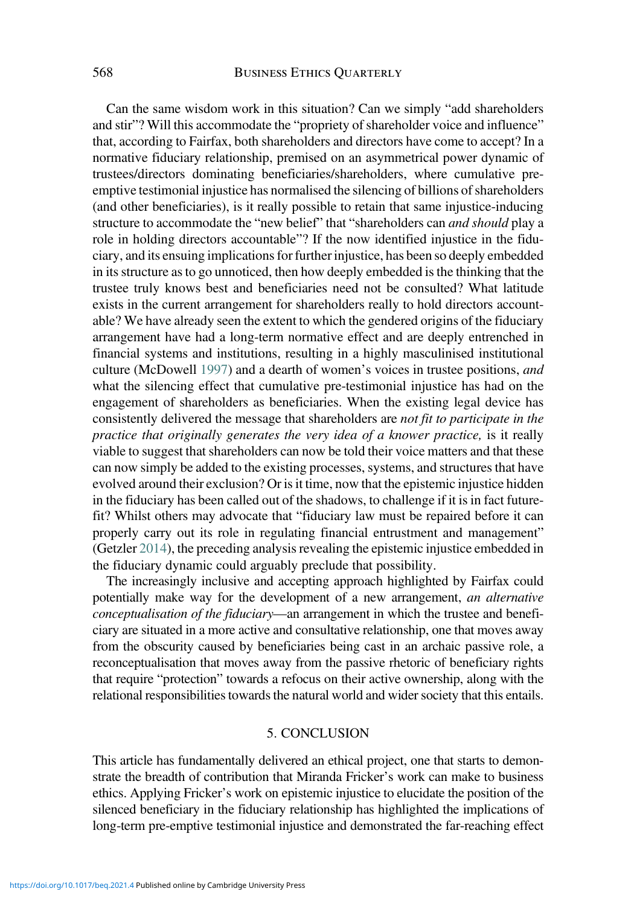Can the same wisdom work in this situation? Can we simply "add shareholders and stir"? Will this accommodate the "propriety of shareholder voice and influence" that, according to Fairfax, both shareholders and directors have come to accept? In a normative fiduciary relationship, premised on an asymmetrical power dynamic of trustees/directors dominating beneficiaries/shareholders, where cumulative pre-emptive testimonial injustice has normalised the silencing of billions of shareholders (and other beneficiaries), is it really possible to retain that same injustice-inducing structure to accommodate the "new belief" that "shareholders can *and should* play a role in holding directors accountable"? If the now identified injustice in the fiduciary, and its ensuing implications for further injustice, has been so deeply embedded in its structure as to go unnoticed, then how deeply embedded is the thinking that the trustee truly knows best and beneficiaries need not be consulted? What latitude exists in the current arrangement for shareholders really to hold directors accountable? We have already seen the extent to which the gendered origins of the fiduciary arrangement have had a long-term normative effect and are deeply entrenched in financial systems and institutions, resulting in a highly masculinised institutional culture (McDowell 1997) and a dearth of women's voices in trustee positions, *and* what the silencing effect that cumulative pre-testimonial injustice has had on the engagement of shareholders as beneficiaries. When the existing legal device has consistently delivered the message that shareholders are *not fit to participate in the practice that originally generates the very idea of a knower practice,* is it really viable to suggest that shareholders can now be told their voice matters and that these can now simply be added to the existing processes, systems, and structures that have evolved around their exclusion? Or is it time, now that the epistemic injustice hidden in the fiduciary has been called out of the shadows, to challenge if it is in fact future-fit? Whilst others may advocate that "fiduciary law must be repaired before it can properly carry out its role in regulating financial entrustment and management" (Getzler 2014), the preceding analysis revealing the epistemic injustice embedded in the fiduciary dynamic could arguably preclude that possibility.

The increasingly inclusive and accepting approach highlighted by Fairfax could potentially make way for the development of a new arrangement, *an alternative conceptualisation of the fiduciary*—an arrangement in which the trustee and beneficiary are situated in a more active and consultative relationship, one that moves away from the obscurity caused by beneficiaries being cast in an archaic passive role, a reconceptualisation that moves away from the passive rhetoric of beneficiary rights that require "protection" towards a refocus on their active ownership, along with the relational responsibilities towards the natural world and wider society that this entails.

## 5. CONCLUSION

This article has fundamentally delivered an ethical project, one that starts to demonstrate the breadth of contribution that Miranda Fricker's work can make to business ethics. Applying Fricker's work on epistemic injustice to elucidate the position of the silenced beneficiary in the fiduciary relationship has highlighted the implications of long-term pre-emptive testimonial injustice and demonstrated the far-reaching effect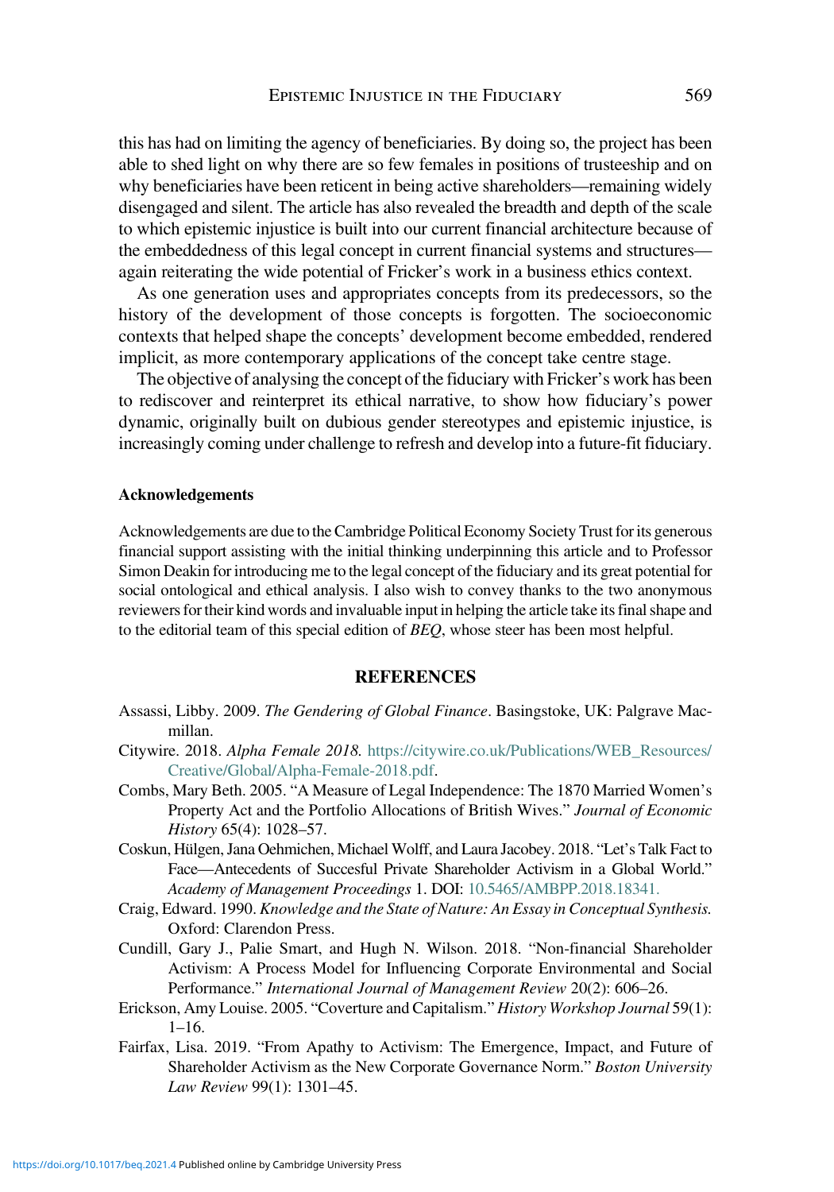this has had on limiting the agency of beneficiaries. By doing so, the project has been able to shed light on why there are so few females in positions of trusteeship and on why beneficiaries have been reticent in being active shareholders—remaining widely disengaged and silent. The article has also revealed the breadth and depth of the scale to which epistemic injustice is built into our current financial architecture because of the embeddedness of this legal concept in current financial systems and structures—again reiterating the wide potential of Fricker's work in a business ethics context.

As one generation uses and appropriates concepts from its predecessors, so the history of the development of those concepts is forgotten. The socioeconomic contexts that helped shape the concepts' development become embedded, rendered implicit, as more contemporary applications of the concept take centre stage.

The objective of analysing the concept of the fiduciary with Fricker's work has been to rediscover and reinterpret its ethical narrative, to show how fiduciary's power dynamic, originally built on dubious gender stereotypes and epistemic injustice, is increasingly coming under challenge to refresh and develop into a future-fit fiduciary.

### Acknowledgements

Acknowledgements are due to the Cambridge Political Economy Society Trust for its generous financial support assisting with the initial thinking underpinning this article and to Professor Simon Deakin for introducing me to the legal concept of the fiduciary and its great potential for social ontological and ethical analysis. I also wish to convey thanks to the two anonymous reviewers for their kind words and invaluable input in helping the article take its final shape and to the editorial team of this special edition of *BEQ*, whose steer has been most helpful.

## REFERENCES

Assassi, Libby. 2009. *The Gendering of Global Finance*. Basingstoke, UK: Palgrave Macmillan.

Citywire. 2018. *Alpha Female 2018.* https://citywire.co.uk/Publications/WEB_Resources/Creative/Global/Alpha-Female-2018.pdf.

Combs, Mary Beth. 2005. "A Measure of Legal Independence: The 1870 Married Women's Property Act and the Portfolio Allocations of British Wives." *Journal of Economic History* 65(4): 1028–57.

Coskun, Hülgen, Jana Oehmichen, Michael Wolff, and Laura Jacobey. 2018. "Let's Talk Fact to Face—Antecedents of Succesful Private Shareholder Activism in a Global World." *Academy of Management Proceedings* 1. DOI: 10.5465/AMBPP.2018.18341.

Craig, Edward. 1990. *Knowledge and the State of Nature: An Essay in Conceptual Synthesis.* Oxford: Clarendon Press.

Cundill, Gary J., Palie Smart, and Hugh N. Wilson. 2018. "Non-financial Shareholder Activism: A Process Model for Influencing Corporate Environmental and Social Performance." *International Journal of Management Review* 20(2): 606–26.

Erickson, Amy Louise. 2005. "Coverture and Capitalism." *History Workshop Journal* 59(1): 1–16.

Fairfax, Lisa. 2019. "From Apathy to Activism: The Emergence, Impact, and Future of Shareholder Activism as the New Corporate Governance Norm." *Boston University Law Review* 99(1): 1301–45.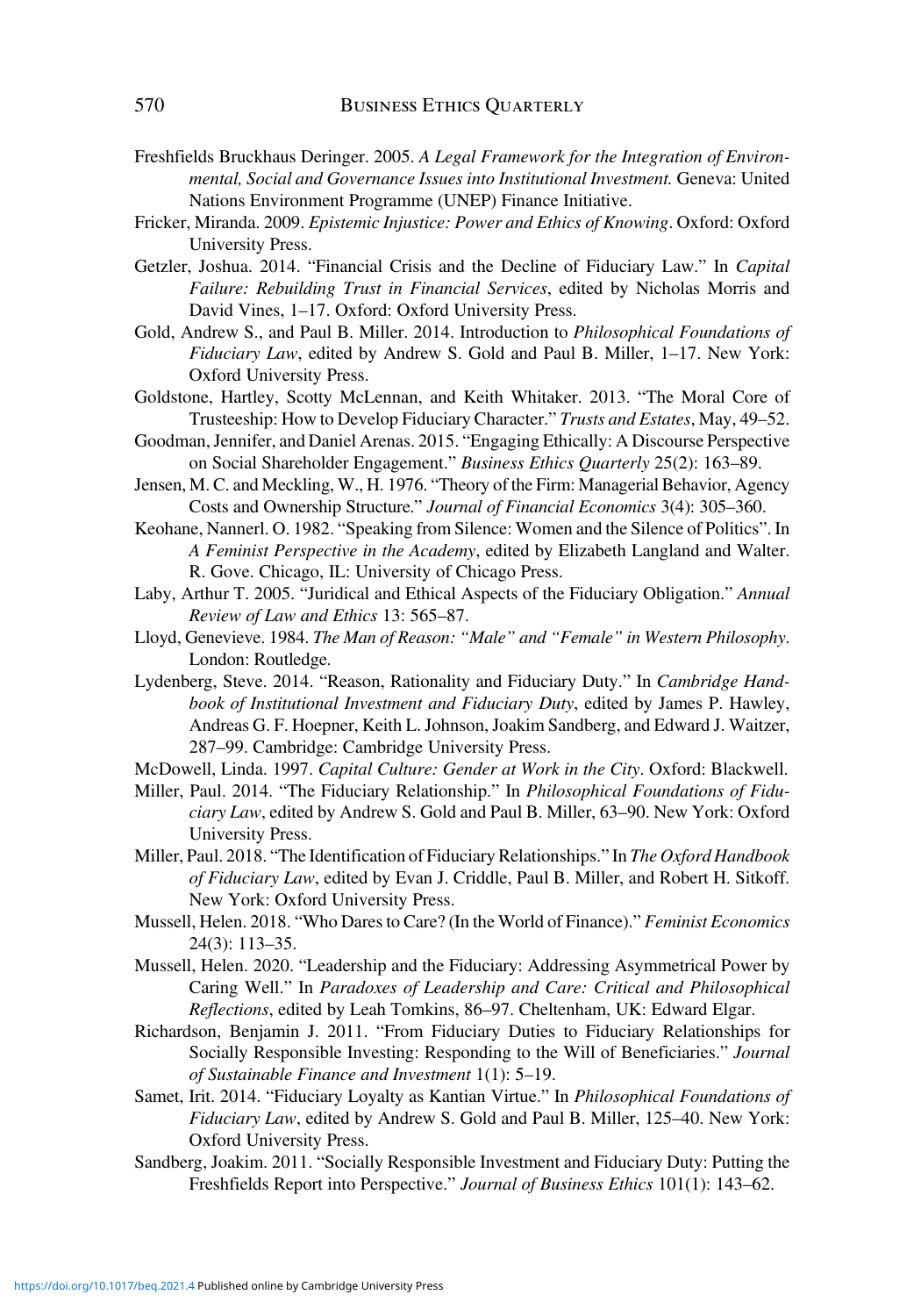Freshfields Bruckhaus Deringer. 2005. *A Legal Framework for the Integration of Environmental, Social and Governance Issues into Institutional Investment.* Geneva: United Nations Environment Programme (UNEP) Finance Initiative.

Fricker, Miranda. 2009. *Epistemic Injustice: Power and Ethics of Knowing*. Oxford: Oxford University Press.

Getzler, Joshua. 2014. "Financial Crisis and the Decline of Fiduciary Law." In *Capital Failure: Rebuilding Trust in Financial Services*, edited by Nicholas Morris and David Vines, 1–17. Oxford: Oxford University Press.

Gold, Andrew S., and Paul B. Miller. 2014. Introduction to *Philosophical Foundations of Fiduciary Law*, edited by Andrew S. Gold and Paul B. Miller, 1–17. New York: Oxford University Press.

Goldstone, Hartley, Scotty McLennan, and Keith Whitaker. 2013. "The Moral Core of Trusteeship: How to Develop Fiduciary Character." *Trusts and Estates*, May, 49–52.

Goodman, Jennifer, and Daniel Arenas. 2015. "Engaging Ethically: A Discourse Perspective on Social Shareholder Engagement." *Business Ethics Quarterly* 25(2): 163–89.

Jensen, M. C. and Meckling, W., H. 1976. "Theory of the Firm: Managerial Behavior, Agency Costs and Ownership Structure." *Journal of Financial Economics* 3(4): 305–360.

Keohane, Nannerl. O. 1982. "Speaking from Silence: Women and the Silence of Politics". In *A Feminist Perspective in the Academy*, edited by Elizabeth Langland and Walter. R. Gove. Chicago, IL: University of Chicago Press.

Laby, Arthur T. 2005. "Juridical and Ethical Aspects of the Fiduciary Obligation." *Annual Review of Law and Ethics* 13: 565–87.

Lloyd, Genevieve. 1984. *The Man of Reason: "Male" and "Female" in Western Philosophy*. London: Routledge.

Lydenberg, Steve. 2014. "Reason, Rationality and Fiduciary Duty." In *Cambridge Handbook of Institutional Investment and Fiduciary Duty*, edited by James P. Hawley, Andreas G. F. Hoepner, Keith L. Johnson, Joakim Sandberg, and Edward J. Waitzer, 287–99. Cambridge: Cambridge University Press.

McDowell, Linda. 1997. *Capital Culture: Gender at Work in the City*. Oxford: Blackwell.

Miller, Paul. 2014. "The Fiduciary Relationship." In *Philosophical Foundations of Fiduciary Law*, edited by Andrew S. Gold and Paul B. Miller, 63–90. New York: Oxford University Press.

Miller, Paul. 2018. "The Identification of Fiduciary Relationships." In *The Oxford Handbook of Fiduciary Law*, edited by Evan J. Criddle, Paul B. Miller, and Robert H. Sitkoff. New York: Oxford University Press.

Mussell, Helen. 2018. "Who Dares to Care? (In the World of Finance)." *Feminist Economics* 24(3): 113–35.

Mussell, Helen. 2020. "Leadership and the Fiduciary: Addressing Asymmetrical Power by Caring Well." In *Paradoxes of Leadership and Care: Critical and Philosophical Reflections*, edited by Leah Tomkins, 86–97. Cheltenham, UK: Edward Elgar.

Richardson, Benjamin J. 2011. "From Fiduciary Duties to Fiduciary Relationships for Socially Responsible Investing: Responding to the Will of Beneficiaries." *Journal of Sustainable Finance and Investment* 1(1): 5–19.

Samet, Irit. 2014. "Fiduciary Loyalty as Kantian Virtue." In *Philosophical Foundations of Fiduciary Law*, edited by Andrew S. Gold and Paul B. Miller, 125–40. New York: Oxford University Press.

Sandberg, Joakim. 2011. "Socially Responsible Investment and Fiduciary Duty: Putting the Freshfields Report into Perspective." *Journal of Business Ethics* 101(1): 143–62.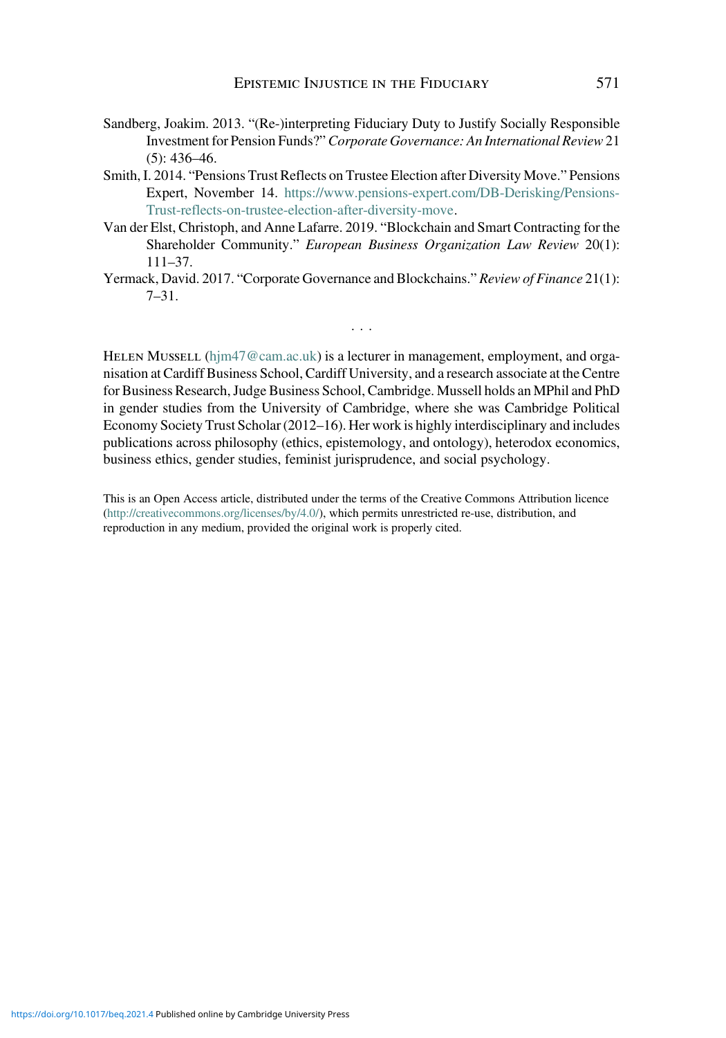Sandberg, Joakim. 2013. "(Re-)interpreting Fiduciary Duty to Justify Socially Responsible Investment for Pension Funds?" *Corporate Governance: An International Review* 21 (5): 436–46.

Smith, I. 2014. "Pensions Trust Reflects on Trustee Election after Diversity Move." Pensions Expert, November 14. https://www.pensions-expert.com/DB-Derisking/Pensions-Trust-reflects-on-trustee-election-after-diversity-move.

Van der Elst, Christoph, and Anne Lafarre. 2019. "Blockchain and Smart Contracting for the Shareholder Community." *European Business Organization Law Review* 20(1): 111–37.

Yermack, David. 2017. "Corporate Governance and Blockchains." *Review of Finance* 21(1): 7–31.

. . .

Helen Mussell (hjm47@cam.ac.uk) is a lecturer in management, employment, and organisation at Cardiff Business School, Cardiff University, and a research associate at the Centre for Business Research, Judge Business School, Cambridge. Mussell holds an MPhil and PhD in gender studies from the University of Cambridge, where she was Cambridge Political Economy Society Trust Scholar (2012–16). Her work is highly interdisciplinary and includes publications across philosophy (ethics, epistemology, and ontology), heterodox economics, business ethics, gender studies, feminist jurisprudence, and social psychology.

This is an Open Access article, distributed under the terms of the Creative Commons Attribution licence (http://creativecommons.org/licenses/by/4.0/), which permits unrestricted re-use, distribution, and reproduction in any medium, provided the original work is properly cited.